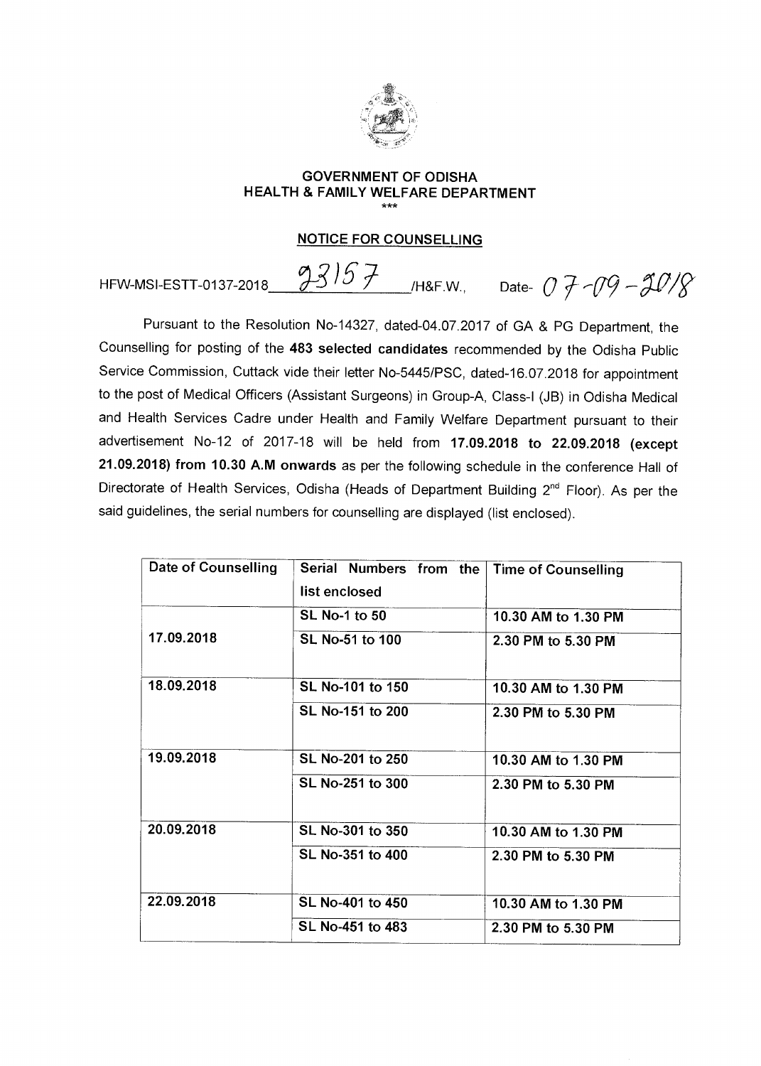# GOVERNMENT OF ODISHA
## HEALTH & FAMILY WELFARE DEPARTMENT

***

**NOTICE FOR COUNSELLING**

HFW-MSI-ESTT-0137-2018 23157 /H&F.W., Date- 07-09-2018

Pursuant to the Resolution No-14327, dated-04.07.2017 of GA & PG Department, the Counselling for posting of the **483 selected candidates** recommended by the Odisha Public Service Commission, Cuttack vide their letter No-5445/PSC, dated-16.07.2018 for appointment to the post of Medical Officers (Assistant Surgeons) in Group-A, Class-I (JB) in Odisha Medical and Health Services Cadre under Health and Family Welfare Department pursuant to their advertisement No-12 of 2017-18 will be held from **17.09.2018 to 22.09.2018 (except 21.09.2018) from 10.30 A.M onwards** as per the following schedule in the conference Hall of Directorate of Health Services, Odisha (Heads of Department Building 2nd Floor). As per the said guidelines, the serial numbers for counselling are displayed (list enclosed).

| Date of Counselling | Serial Numbers from the list enclosed | Time of Counselling |
|---|---|---|
| 17.09.2018 | SL No-1 to 50 | 10.30 AM to 1.30 PM |
| | SL No-51 to 100 | 2.30 PM to 5.30 PM |
| 18.09.2018 | SL No-101 to 150 | 10.30 AM to 1.30 PM |
| | SL No-151 to 200 | 2.30 PM to 5.30 PM |
| 19.09.2018 | SL No-201 to 250 | 10.30 AM to 1.30 PM |
| | SL No-251 to 300 | 2.30 PM to 5.30 PM |
| 20.09.2018 | SL No-301 to 350 | 10.30 AM to 1.30 PM |
| | SL No-351 to 400 | 2.30 PM to 5.30 PM |
| 22.09.2018 | SL No-401 to 450 | 10.30 AM to 1.30 PM |
| | SL No-451 to 483 | 2.30 PM to 5.30 PM |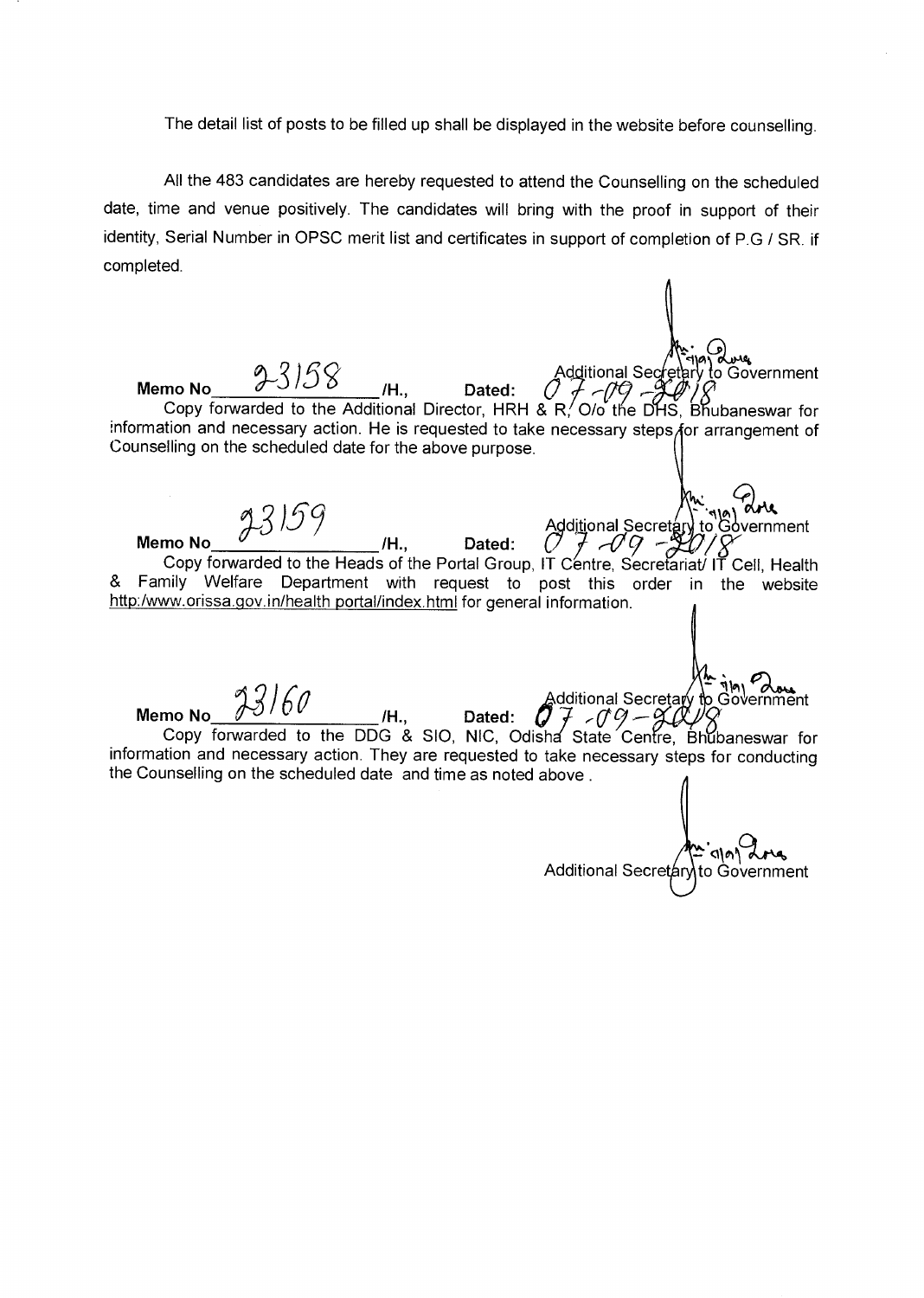The detail list of posts to be filled up shall be displayed in the website before counselling.

All the 483 candidates are hereby requested to attend the Counselling on the scheduled date, time and venue positively. The candidates will bring with the proof in support of their identity, Serial Number in OPSC merit list and certificates in support of completion of P.G / SR. if completed.

Additional Secretary to Government

**Memo No** 23158 /H., **Dated:** 07-09-2018

Copy forwarded to the Additional Director, HRH & R, O/o the DHS, Bhubaneswar for information and necessary action. He is requested to take necessary steps for arrangement of Counselling on the scheduled date for the above purpose.

Additional Secretary to Government

**Memo No** 23159 /H., **Dated:** 07-09-2018

Copy forwarded to the Heads of the Portal Group, IT Centre, Secretariat/ IT Cell, Health & Family Welfare Department with request to post this order in the website http:/www.orissa.gov.in/health portal/index.html for general information.

Additional Secretary to Government

**Memo No** 23160 /H., **Dated:** 07-09-2018

Copy forwarded to the DDG & SIO, NIC, Odisha State Centre, Bhubaneswar for information and necessary action. They are requested to take necessary steps for conducting the Counselling on the scheduled date and time as noted above .

Additional Secretary to Government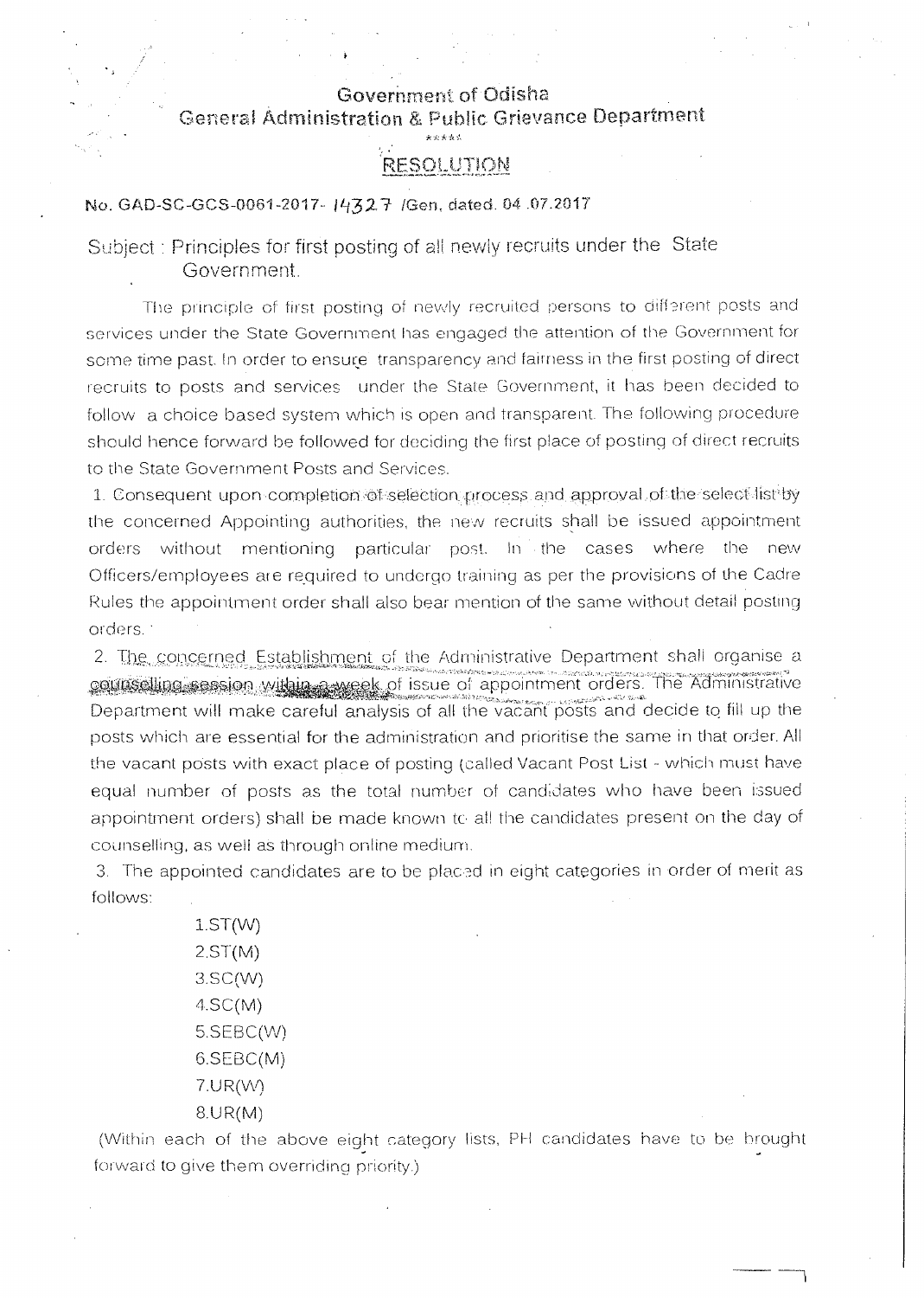# Government of Odisha
## General Administration & Public Grievance Department

\*\*\*\*\*

## RESOLUTION

No. GAD-SC-GCS-0061-2017- 14327 /Gen, dated. 04 .07.2017

Subject : Principles for first posting of all newly recruits under the State Government.

The principle of first posting of newly recruited persons to different posts and services under the State Government has engaged the attention of the Government for some time past. In order to ensure transparency and fairness in the first posting of direct recruits to posts and services under the State Government, it has been decided to follow a choice based system which is open and transparent. The following procedure should hence forward be followed for deciding the first place of posting of direct recruits to the State Government Posts and Services.

1. Consequent upon completion of selection process and approval of the select list by the concerned Appointing authorities, the new recruits shall be issued appointment orders without mentioning particular post. In the cases where the new Officers/employees are required to undergo training as per the provisions of the Cadre Rules the appointment order shall also bear mention of the same without detail posting orders.

2. The concerned Establishment of the Administrative Department shall organise a counselling session within a week of issue of appointment orders. The Administrative Department will make careful analysis of all the vacant posts and decide to fill up the posts which are essential for the administration and prioritise the same in that order. All the vacant posts with exact place of posting (called Vacant Post List - which must have equal number of posts as the total number of candidates who have been issued appointment orders) shall be made known to all the candidates present on the day of counselling, as well as through online medium.

3. The appointed candidates are to be placed in eight categories in order of merit as follows:

   1.ST(W)
   2.ST(M)
   3.SC(W)
   4.SC(M)
   5.SEBC(W)
   6.SEBC(M)
   7.UR(W)
   8.UR(M)

(Within each of the above eight category lists, PH candidates have to be brought forward to give them overriding priority.)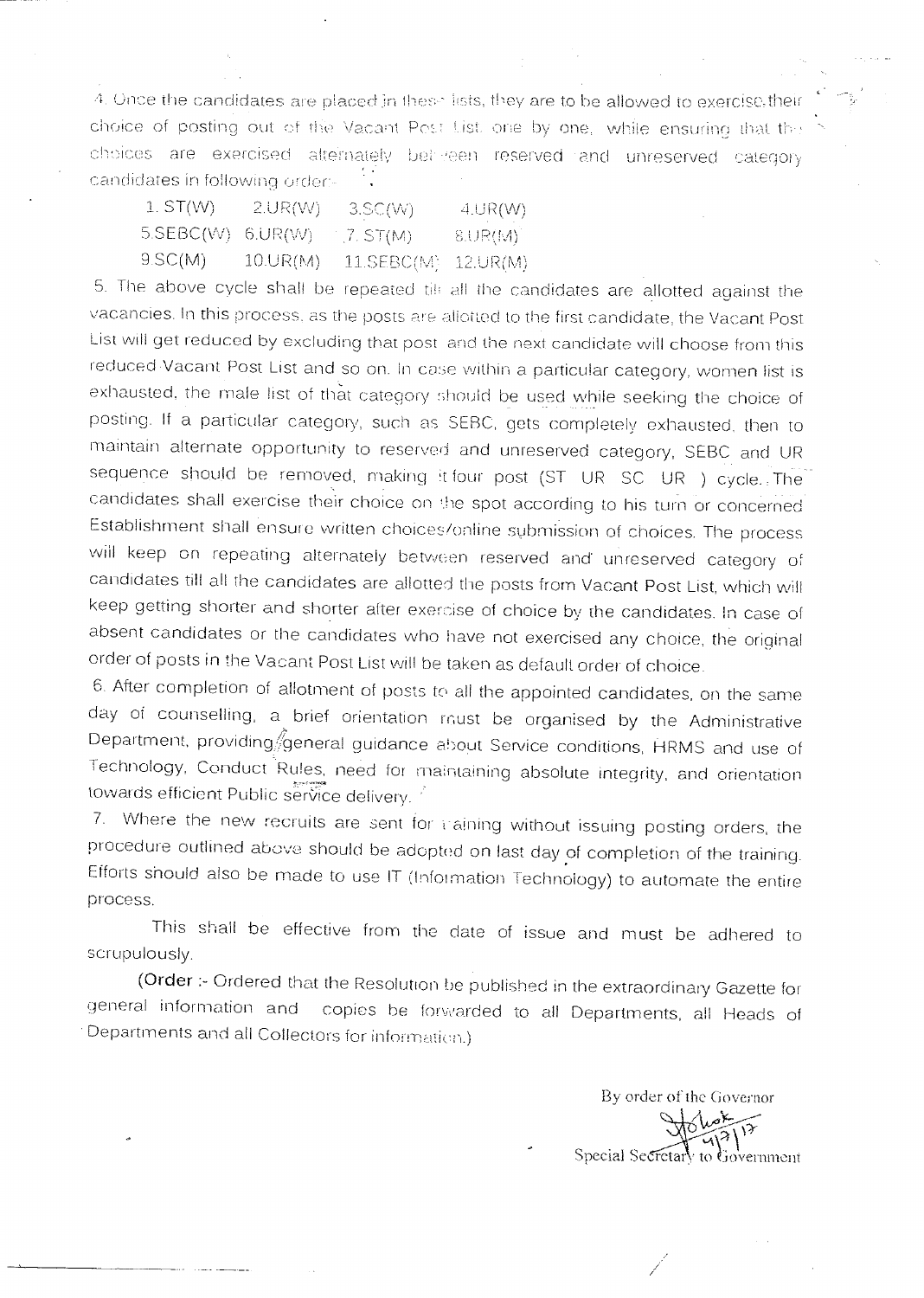4. Once the candidates are placed in these lists, they are to be allowed to exercise their choice of posting out of the Vacant Post List, one by one, while ensuring that the choices are exercised alternately between reserved and unreserved category candidates in following order-

| | | | |
|---|---|---|---|
| 1. ST(W) | 2.UR(W) | 3.SC(W) | 4.UR(W) |
| 5.SEBC(W) | 6.UR(W) | 7. ST(M) | 8.UR(M) |
| 9.SC(M) | 10.UR(M) | 11.SEBC(M) | 12.UR(M) |

5. The above cycle shall be repeated till all the candidates are allotted against the vacancies. In this process, as the posts are allotted to the first candidate, the Vacant Post List will get reduced by excluding that post and the next candidate will choose from this reduced Vacant Post List and so on. In case within a particular category, women list is exhausted, the male list of that category should be used while seeking the choice of posting. If a particular category, such as SEBC, gets completely exhausted, then to maintain alternate opportunity to reserved and unreserved category, SEBC and UR sequence should be removed, making it four post (ST UR SC UR ) cycle. The candidates shall exercise their choice on the spot according to his turn or concerned Establishment shall ensure written choices/online submission of choices. The process will keep on repeating alternately between reserved and unreserved category of candidates till all the candidates are allotted the posts from Vacant Post List, which will keep getting shorter and shorter after exercise of choice by the candidates. In case of absent candidates or the candidates who have not exercised any choice, the original order of posts in the Vacant Post List will be taken as default order of choice.

6. After completion of allotment of posts to all the appointed candidates, on the same day of counselling, a brief orientation must be organised by the Administrative Department, providing general guidance about Service conditions, HRMS and use of Technology, Conduct Rules, need for maintaining absolute integrity, and orientation towards efficient Public service delivery.

7. Where the new recruits are sent for training without issuing posting orders, the procedure outlined above should be adopted on last day of completion of the training. Efforts should also be made to use IT (Information Technology) to automate the entire process.

This shall be effective from the date of issue and must be adhered to scrupulously.

(**Order** :- Ordered that the Resolution be published in the extraordinary Gazette for general information and copies be forwarded to all Departments, all Heads of Departments and all Collectors for information.)

By order of the Governor

4/7/17

Special Secretary to Government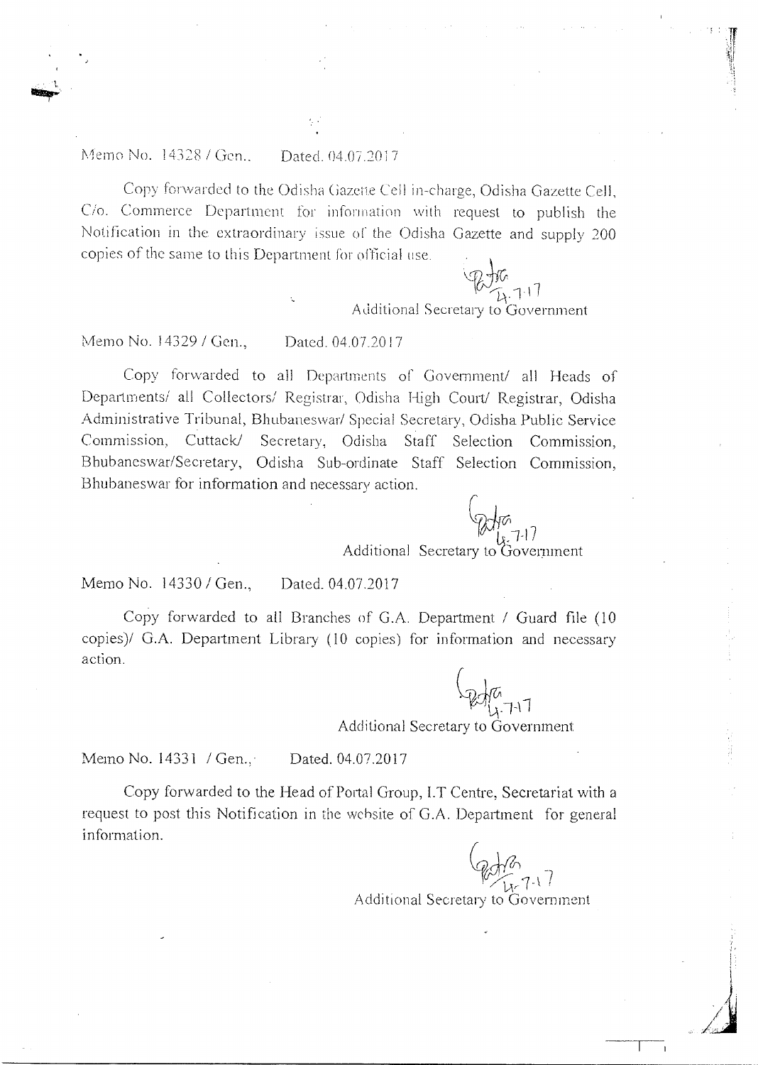Memo No. 14328 / Gen., Dated. 04.07.2017

Copy forwarded to the Odisha Gazette Cell in-charge, Odisha Gazette Cell, C/o. Commerce Department for information with request to publish the Notification in the extraordinary issue of the Odisha Gazette and supply 200 copies of the same to this Department for official use.

4.7.17

Additional Secretary to Government

Memo No. 14329 / Gen., Dated. 04.07.2017

Copy forwarded to all Departments of Government/ all Heads of Departments/ all Collectors/ Registrar, Odisha High Court/ Registrar, Odisha Administrative Tribunal, Bhubaneswar/ Special Secretary, Odisha Public Service Commission, Cuttack/ Secretary, Odisha Staff Selection Commission, Bhubaneswar/Secretary, Odisha Sub-ordinate Staff Selection Commission, Bhubaneswar for information and necessary action.

4.7.17

Additional Secretary to Government

Memo No. 14330 / Gen., Dated. 04.07.2017

Copy forwarded to all Branches of G.A. Department / Guard file (10 copies)/ G.A. Department Library (10 copies) for information and necessary action.

4.7.17

Additional Secretary to Government

Memo No. 14331 / Gen., Dated. 04.07.2017

Copy forwarded to the Head of Portal Group, I.T Centre, Secretariat with a request to post this Notification in the website of G.A. Department for general information.

4.7.17

Additional Secretary to Government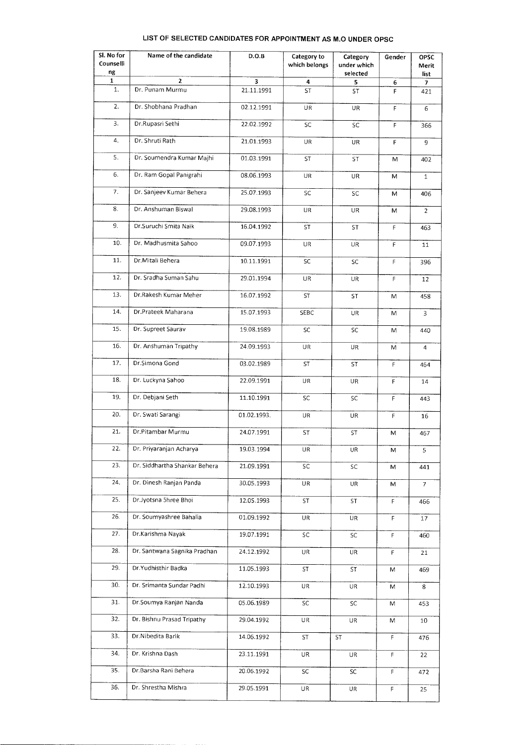## LIST OF SELECTED CANDIDATES FOR APPOINTMENT AS M.O UNDER OPSC

| Sl. No for Counselling | Name of the candidate | D.O.B | Category to which belongs | Category under which selected | Gender | OPSC Merit list |
|---|---|---|---|---|---|---|
| 1 | 2 | 3 | 4 | 5 | 6 | 7 |
| 1. | Dr. Punam Murmu | 21.11.1991 | ST | ST | F | 421 |
| 2. | Dr. Shobhana Pradhan | 02.12.1991 | UR | UR | F | 6 |
| 3. | Dr.Rupasri Sethi | 22.02.1992 | SC | SC | F | 366 |
| 4. | Dr. Shruti Rath | 21.01.1993 | UR | UR | F | 9 |
| 5. | Dr. Soumendra Kumar Majhi | 01.03.1991 | ST | ST | M | 402 |
| 6. | Dr. Ram Gopal Panigrahi | 08.06.1993 | UR | UR | M | 1 |
| 7. | Dr. Sanjeev Kumar Behera | 25.07.1993 | SC | SC | M | 406 |
| 8. | Dr. Anshuman Biswal | 29.08.1993 | UR | UR | M | 2 |
| 9. | Dr.Suruchi Smita Naik | 16.04.1992 | ST | ST | F | 463 |
| 10. | Dr. Madhusmita Sahoo | 09.07.1993 | UR | UR | F | 11 |
| 11. | Dr.Mitali Behera | 10.11.1991 | SC | SC | F | 396 |
| 12. | Dr. Sradha Suman Sahu | 29.01.1994 | UR | UR | F | 12 |
| 13. | Dr.Rakesh Kumar Meher | 16.07.1992 | ST | ST | M | 458 |
| 14. | Dr.Prateek Maharana | 15.07.1993 | SEBC | UR | M | 3 |
| 15. | Dr. Supreet Saurav | 19.08.1989 | SC | SC | M | 440 |
| 16. | Dr. Anshuman Tripathy | 24.09.1993 | UR | UR | M | 4 |
| 17. | Dr.Simona Gond | 03.02.1989 | ST | ST | F | 464 |
| 18. | Dr. Luckyna Sahoo | 22.09.1991 | UR | UR | F | 14 |
| 19. | Dr. Debjani Seth | 11.10.1991 | SC | SC | F | 443 |
| 20. | Dr. Swati Sarangi | 01.02.1993. | UR | UR | F | 16 |
| 21. | Dr.Pitambar Murmu | 24.07.1991 | ST | ST | M | 467 |
| 22. | Dr. Priyaranjan Acharya | 19.03.1994 | UR | UR | M | 5 |
| 23. | Dr. Siddhartha Shankar Behera | 21.09.1991 | SC | SC | M | 441 |
| 24. | Dr. Dinesh Ranjan Panda | 30.05.1993 | UR | UR | M | 7 |
| 25. | Dr.Jyotsna Shree Bhoi | 12.05.1993 | ST | ST | F | 466 |
| 26. | Dr. Soumyashree Bahalia | 01.09.1992 | UR | UR | F | 17 |
| 27. | Dr.Karishma Nayak | 19.07.1991 | SC | SC | F | 460 |
| 28. | Dr. Santwana Sagnika Pradhan | 24.12.1992 | UR | UR | F | 21 |
| 29. | Dr.Yudhisthir Badka | 11.05.1993 | ST | ST | M | 469 |
| 30. | Dr. Srimanta Sundar Padhi | 12.10.1993 | UR | UR | M | 8 |
| 31. | Dr.Soumya Ranjan Nanda | 05.06.1989 | SC | SC | M | 453 |
| 32. | Dr. Bishnu Prasad Tripathy | 29.04.1992 | UR | UR | M | 10 |
| 33. | Dr.Nibedita Barik | 14.06.1992 | ST | ST | F | 476 |
| 34. | Dr. Krishna Dash | 23.11.1991 | UR | UR | F | 22 |
| 35. | Dr.Barsha Rani Behera | 20.06.1992 | SC | SC | F | 472 |
| 36. | Dr. Shrestha Mishra | 29.05.1991 | UR | UR | F | 25 |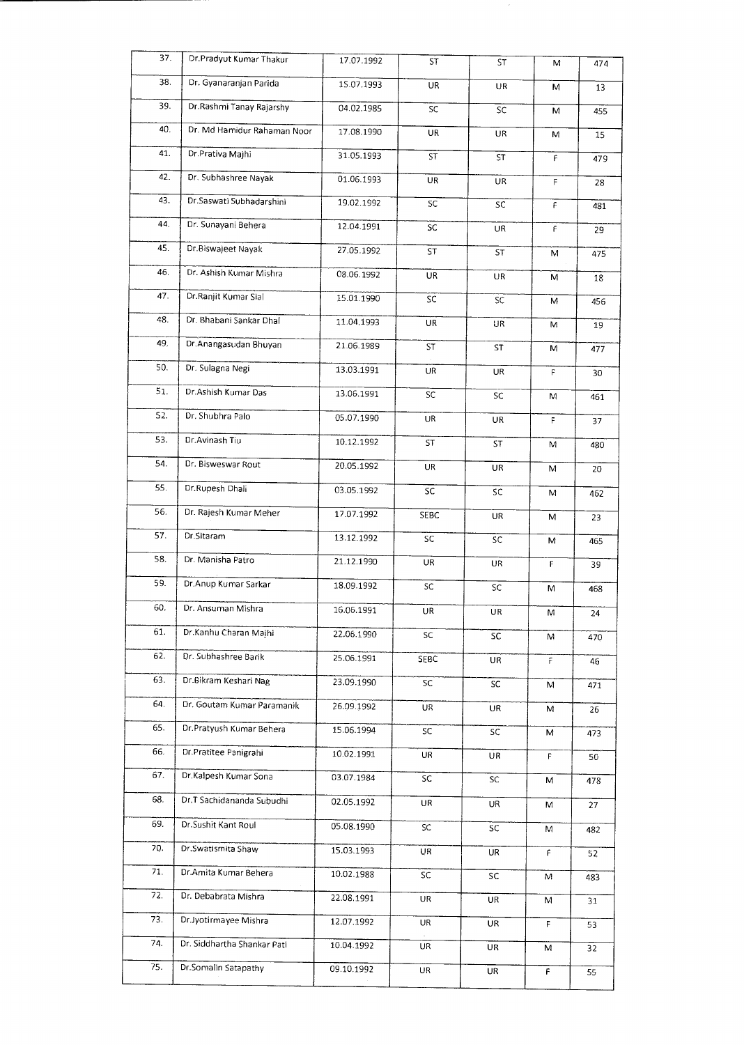| 37. | Dr.Pradyut Kumar Thakur | 17.07.1992 | ST | ST | M | 474 |
|---|---|---|---|---|---|---|
| 38. | Dr. Gyanaranjan Parida | 15.07.1993 | UR | UR | M | 13 |
| 39. | Dr.Rashmi Tanay Rajarshy | 04.02.1985 | SC | SC | M | 455 |
| 40. | Dr. Md Hamidur Rahaman Noor | 17.08.1990 | UR | UR | M | 15 |
| 41. | Dr.Prativa Majhi | 31.05.1993 | ST | ST | F | 479 |
| 42. | Dr. Subhashree Nayak | 01.06.1993 | UR | UR | F | 28 |
| 43. | Dr.Saswati Subhadarshini | 19.02.1992 | SC | SC | F | 481 |
| 44. | Dr. Sunayani Behera | 12.04.1991 | SC | UR | F | 29 |
| 45. | Dr.Biswajeet Nayak | 27.05.1992 | ST | ST | M | 475 |
| 46. | Dr. Ashish Kumar Mishra | 08.06.1992 | UR | UR | M | 18 |
| 47. | Dr.Ranjit Kumar Sial | 15.01.1990 | SC | SC | M | 456 |
| 48. | Dr. Bhabani Sankar Dhal | 11.04.1993 | UR | UR | M | 19 |
| 49. | Dr.Anangasudan Bhuyan | 21.06.1989 | ST | ST | M | 477 |
| 50. | Dr. Sulagna Negi | 13.03.1991 | UR | UR | F | 30 |
| 51. | Dr.Ashish Kumar Das | 13.06.1991 | SC | SC | M | 461 |
| 52. | Dr. Shubhra Palo | 05.07.1990 | UR | UR | F | 37 |
| 53. | Dr.Avinash Tiu | 10.12.1992 | ST | ST | M | 480 |
| 54. | Dr. Bisweswar Rout | 20.05.1992 | UR | UR | M | 20 |
| 55. | Dr.Rupesh Dhali | 03.05.1992 | SC | SC | M | 462 |
| 56. | Dr. Rajesh Kumar Meher | 17.07.1992 | SEBC | UR | M | 23 |
| 57. | Dr.Sitaram | 13.12.1992 | SC | SC | M | 465 |
| 58. | Dr. Manisha Patro | 21.12.1990 | UR | UR | F | 39 |
| 59. | Dr.Anup Kumar Sarkar | 18.09.1992 | SC | SC | M | 468 |
| 60. | Dr. Ansuman Mishra | 16.06.1991 | UR | UR | M | 24 |
| 61. | Dr.Kanhu Charan Majhi | 22.06.1990 | SC | SC | M | 470 |
| 62. | Dr. Subhashree Barik | 25.06.1991 | SEBC | UR | F | 46 |
| 63. | Dr.Bikram Keshari Nag | 23.09.1990 | SC | SC | M | 471 |
| 64. | Dr. Goutam Kumar Paramanik | 26.09.1992 | UR | UR | M | 26 |
| 65. | Dr.Pratyush Kumar Behera | 15.06.1994 | SC | SC | M | 473 |
| 66. | Dr.Pratitee Panigrahi | 10.02.1991 | UR | UR | F | 50 |
| 67. | Dr.Kalpesh Kumar Sona | 03.07.1984 | SC | SC | M | 478 |
| 68. | Dr.T Sachidananda Subudhi | 02.05.1992 | UR | UR | M | 27 |
| 69. | Dr.Sushit Kant Roul | 05.08.1990 | SC | SC | M | 482 |
| 70. | Dr.Swatismita Shaw | 15.03.1993 | UR | UR | F | 52 |
| 71. | Dr.Amita Kumar Behera | 10.02.1988 | SC | SC | M | 483 |
| 72. | Dr. Debabrata Mishra | 22.08.1991 | UR | UR | M | 31 |
| 73. | Dr.Jyotirmayee Mishra | 12.07.1992 | UR | UR | F | 53 |
| 74. | Dr. Siddhartha Shankar Pati | 10.04.1992 | UR | UR | M | 32 |
| 75. | Dr.Somalin Satapathy | 09.10.1992 | UR | UR | F | 55 |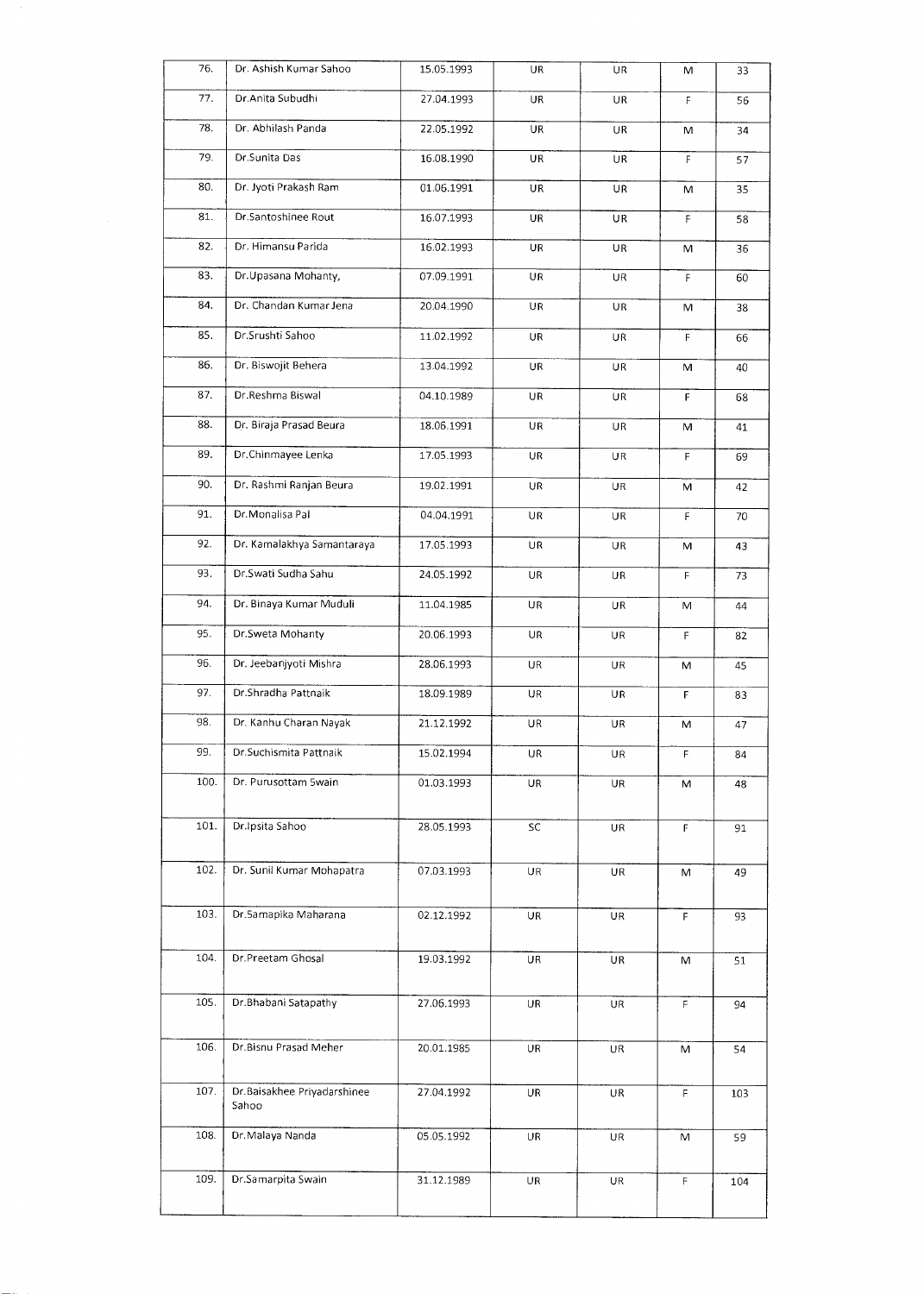| 76. | Dr. Ashish Kumar Sahoo | 15.05.1993 | UR | UR | M | 33 |
|---|---|---|---|---|---|---|
| 77. | Dr.Anita Subudhi | 27.04.1993 | UR | UR | F | 56 |
| 78. | Dr. Abhilash Panda | 22.05.1992 | UR | UR | M | 34 |
| 79. | Dr.Sunita Das | 16.08.1990 | UR | UR | F | 57 |
| 80. | Dr. Jyoti Prakash Ram | 01.06.1991 | UR | UR | M | 35 |
| 81. | Dr.Santoshinee Rout | 16.07.1993 | UR | UR | F | 58 |
| 82. | Dr. Himansu Parida | 16.02.1993 | UR | UR | M | 36 |
| 83. | Dr.Upasana Mohanty, | 07.09.1991 | UR | UR | F | 60 |
| 84. | Dr. Chandan Kumar Jena | 20.04.1990 | UR | UR | M | 38 |
| 85. | Dr.Srushti Sahoo | 11.02.1992 | UR | UR | F | 66 |
| 86. | Dr. Biswojit Behera | 13.04.1992 | UR | UR | M | 40 |
| 87. | Dr.Reshma Biswal | 04.10.1989 | UR | UR | F | 68 |
| 88. | Dr. Biraja Prasad Beura | 18.06.1991 | UR | UR | M | 41 |
| 89. | Dr.Chinmayee Lenka | 17.05.1993 | UR | UR | F | 69 |
| 90. | Dr. Rashmi Ranjan Beura | 19.02.1991 | UR | UR | M | 42 |
| 91. | Dr.Monalisa Pal | 04.04.1991 | UR | UR | F | 70 |
| 92. | Dr. Kamalakhya Samantaraya | 17.05.1993 | UR | UR | M | 43 |
| 93. | Dr.Swati Sudha Sahu | 24.05.1992 | UR | UR | F | 73 |
| 94. | Dr. Binaya Kumar Muduli | 11.04.1985 | UR | UR | M | 44 |
| 95. | Dr.Sweta Mohanty | 20.06.1993 | UR | UR | F | 82 |
| 96. | Dr. Jeebanjyoti Mishra | 28.06.1993 | UR | UR | M | 45 |
| 97. | Dr.Shradha Pattnaik | 18.09.1989 | UR | UR | F | 83 |
| 98. | Dr. Kanhu Charan Nayak | 21.12.1992 | UR | UR | M | 47 |
| 99. | Dr.Suchismita Pattnaik | 15.02.1994 | UR | UR | F | 84 |
| 100. | Dr. Purusottam Swain | 01.03.1993 | UR | UR | M | 48 |
| 101. | Dr.Ipsita Sahoo | 28.05.1993 | SC | UR | F | 91 |
| 102. | Dr. Sunil Kumar Mohapatra | 07.03.1993 | UR | UR | M | 49 |
| 103. | Dr.Samapika Maharana | 02.12.1992 | UR | UR | F | 93 |
| 104. | Dr.Preetam Ghosal | 19.03.1992 | UR | UR | M | 51 |
| 105. | Dr.Bhabani Satapathy | 27.06.1993 | UR | UR | F | 94 |
| 106. | Dr.Bisnu Prasad Meher | 20.01.1985 | UR | UR | M | 54 |
| 107. | Dr.Baisakhee Priyadarshinee Sahoo | 27.04.1992 | UR | UR | F | 103 |
| 108. | Dr.Malaya Nanda | 05.05.1992 | UR | UR | M | 59 |
| 109. | Dr.Samarpita Swain | 31.12.1989 | UR | UR | F | 104 |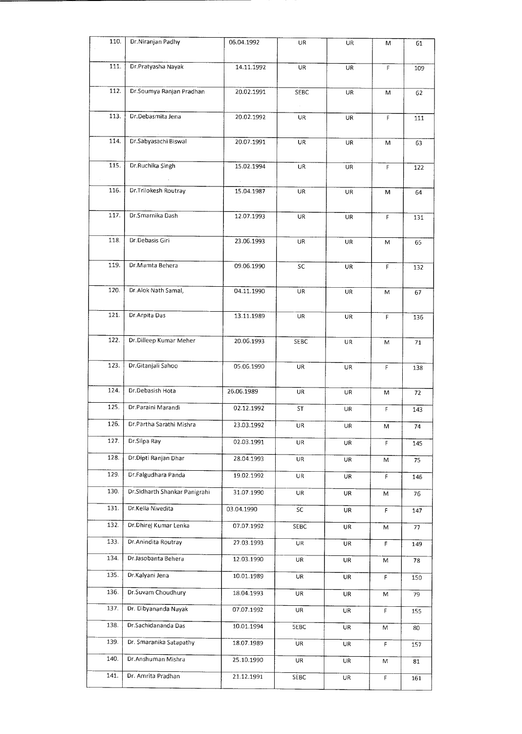| | | | | | | |
|---|---|---|---|---|---|---|
| 110. | Dr.Niranjan Padhy | 06.04.1992 | UR | UR | M | 61 |
| 111. | Dr.Pratyasha Nayak | 14.11.1992 | UR | UR | F | 109 |
| 112. | Dr.Soumya Ranjan Pradhan | 20.02.1991 | SEBC | UR | M | 62 |
| 113. | Dr.Debasmita Jena | 20.02.1992 | UR | UR | F | 111 |
| 114. | Dr.Sabyasachi Biswal | 20.07.1991 | UR | UR | M | 63 |
| 115. | Dr.Ruchika Singh | 15.02.1994 | UR | UR | F | 122 |
| 116. | Dr.Trilokesh Routray | 15.04.1987 | UR | UR | M | 64 |
| 117. | Dr.Smarnika Dash | 12.07.1993 | UR | UR | F | 131 |
| 118. | Dr.Debasis Giri | 23.06.1993 | UR | UR | M | 65 |
| 119. | Dr.Mamta Behera | 09.06.1990 | SC | UR | F | 132 |
| 120. | Dr.Alok Nath Samal, | 04.11.1990 | UR | UR | M | 67 |
| 121. | Dr.Arpita Das | 13.11.1989 | UR | UR | F | 136 |
| 122. | Dr.Dilleep Kumar Meher | 20.06.1993 | SEBC | UR | M | 71 |
| 123. | Dr.Gitanjali Sahoo | 05.06.1990 | UR | UR | F | 138 |
| 124. | Dr.Debasish Hota | 26.06.1989 | UR | UR | M | 72 |
| 125. | Dr.Paraini Marandi | 02.12.1992 | ST | UR | F | 143 |
| 126. | Dr.Partha Sarathi Mishra | 23.03.1992 | UR | UR | M | 74 |
| 127. | Dr.Silpa Ray | 02.03.1991 | UR | UR | F | 145 |
| 128. | Dr.Dipti Ranjan Dhar | 28.04.1993 | UR | UR | M | 75 |
| 129. | Dr.Falgudhara Panda | 19.02.1992 | UR | UR | F | 146 |
| 130. | Dr.Sidharth Shankar Panigrahi | 31.07.1990 | UR | UR | M | 76 |
| 131. | Dr.Kella Nivedita | 03.04.1990 | SC | UR | F | 147 |
| 132. | Dr.Dhirej Kumar Lenka | 07.07.1992 | SEBC | UR | M | 77 |
| 133. | Dr.Anindita Routray | 27.03.1993 | UR | UR | F | 149 |
| 134. | Dr.Jasobanta Behera | 12.03.1990 | UR | UR | M | 78 |
| 135. | Dr.Kalyani Jena | 10.01.1989 | UR | UR | F | 150 |
| 136. | Dr.Suvam Choudhury | 18.04.1993 | UR | UR | M | 79 |
| 137. | Dr. Dibyananda Nayak | 07.07.1992 | UR | UR | F | 155 |
| 138. | Dr.Sachidananda Das | 10.01.1994 | SEBC | UR | M | 80 |
| 139. | Dr. Smaranika Satapathy | 18.07.1989 | UR | UR | F | 157 |
| 140. | Dr.Anshuman Mishra | 25.10.1990 | UR | UR | M | 81 |
| 141. | Dr. Amrita Pradhan | 21.12.1991 | SEBC | UR | F | 161 |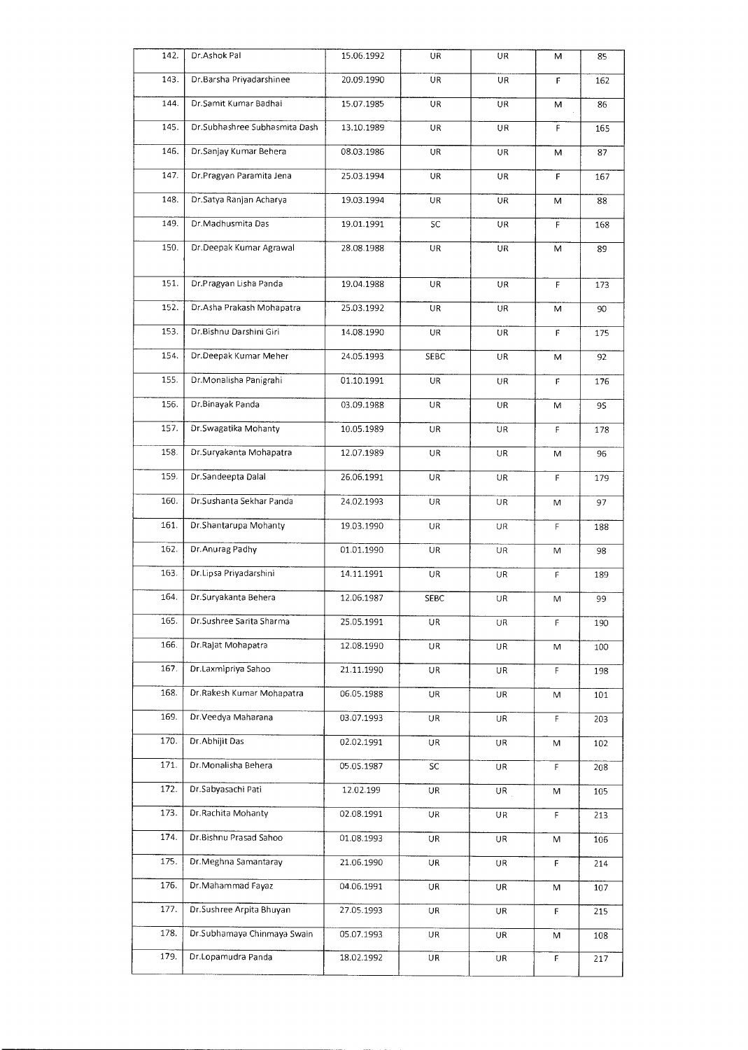| 142. | Dr.Ashok Pal | 15.06.1992 | UR | UR | M | 85 |
|---|---|---|---|---|---|---|
| 143. | Dr.Barsha Priyadarshinee | 20.09.1990 | UR | UR | F | 162 |
| 144. | Dr.Samit Kumar Badhai | 15.07.1985 | UR | UR | M | 86 |
| 145. | Dr.Subhashree Subhasmita Dash | 13.10.1989 | UR | UR | F | 165 |
| 146. | Dr.Sanjay Kumar Behera | 08.03.1986 | UR | UR | M | 87 |
| 147. | Dr.Pragyan Paramita Jena | 25.03.1994 | UR | UR | F | 167 |
| 148. | Dr.Satya Ranjan Acharya | 19.03.1994 | UR | UR | M | 88 |
| 149. | Dr.Madhusmita Das | 19.01.1991 | SC | UR | F | 168 |
| 150. | Dr.Deepak Kumar Agrawal | 28.08.1988 | UR | UR | M | 89 |
| 151. | Dr.Pragyan Lisha Panda | 19.04.1988 | UR | UR | F | 173 |
| 152. | Dr.Asha Prakash Mohapatra | 25.03.1992 | UR | UR | M | 90 |
| 153. | Dr.Bishnu Darshini Giri | 14.08.1990 | UR | UR | F | 175 |
| 154. | Dr.Deepak Kumar Meher | 24.05.1993 | SEBC | UR | M | 92 |
| 155. | Dr.Monalisha Panigrahi | 01.10.1991 | UR | UR | F | 176 |
| 156. | Dr.Binayak Panda | 03.09.1988 | UR | UR | M | 95 |
| 157. | Dr.Swagatika Mohanty | 10.05.1989 | UR | UR | F | 178 |
| 158. | Dr.Suryakanta Mohapatra | 12.07.1989 | UR | UR | M | 96 |
| 159. | Dr.Sandeepta Dalal | 26.06.1991 | UR | UR | F | 179 |
| 160. | Dr.Sushanta Sekhar Panda | 24.02.1993 | UR | UR | M | 97 |
| 161. | Dr.Shantarupa Mohanty | 19.03.1990 | UR | UR | F | 188 |
| 162. | Dr.Anurag Padhy | 01.01.1990 | UR | UR | M | 98 |
| 163. | Dr.Lipsa Priyadarshini | 14.11.1991 | UR | UR | F | 189 |
| 164. | Dr.Suryakanta Behera | 12.06.1987 | SEBC | UR | M | 99 |
| 165. | Dr.Sushree Sarita Sharma | 25.05.1991 | UR | UR | F | 190 |
| 166. | Dr.Rajat Mohapatra | 12.08.1990 | UR | UR | M | 100 |
| 167. | Dr.Laxmipriya Sahoo | 21.11.1990 | UR | UR | F | 198 |
| 168. | Dr.Rakesh Kumar Mohapatra | 06.05.1988 | UR | UR | M | 101 |
| 169. | Dr.Veedya Maharana | 03.07.1993 | UR | UR | F | 203 |
| 170. | Dr.Abhijit Das | 02.02.1991 | UR | UR | M | 102 |
| 171. | Dr.Monalisha Behera | 05.05.1987 | SC | UR | F | 208 |
| 172. | Dr.Sabyasachi Pati | 12.02.199 | UR | UR | M | 105 |
| 173. | Dr.Rachita Mohanty | 02.08.1991 | UR | UR | F | 213 |
| 174. | Dr.Bishnu Prasad Sahoo | 01.08.1993 | UR | UR | M | 106 |
| 175. | Dr.Meghna Samantaray | 21.06.1990 | UR | UR | F | 214 |
| 176. | Dr.Mahammad Fayaz | 04.06.1991 | UR | UR | M | 107 |
| 177. | Dr.Sushree Arpita Bhuyan | 27.05.1993 | UR | UR | F | 215 |
| 178. | Dr.Subhamaya Chinmaya Swain | 05.07.1993 | UR | UR | M | 108 |
| 179. | Dr.Lopamudra Panda | 18.02.1992 | UR | UR | F | 217 |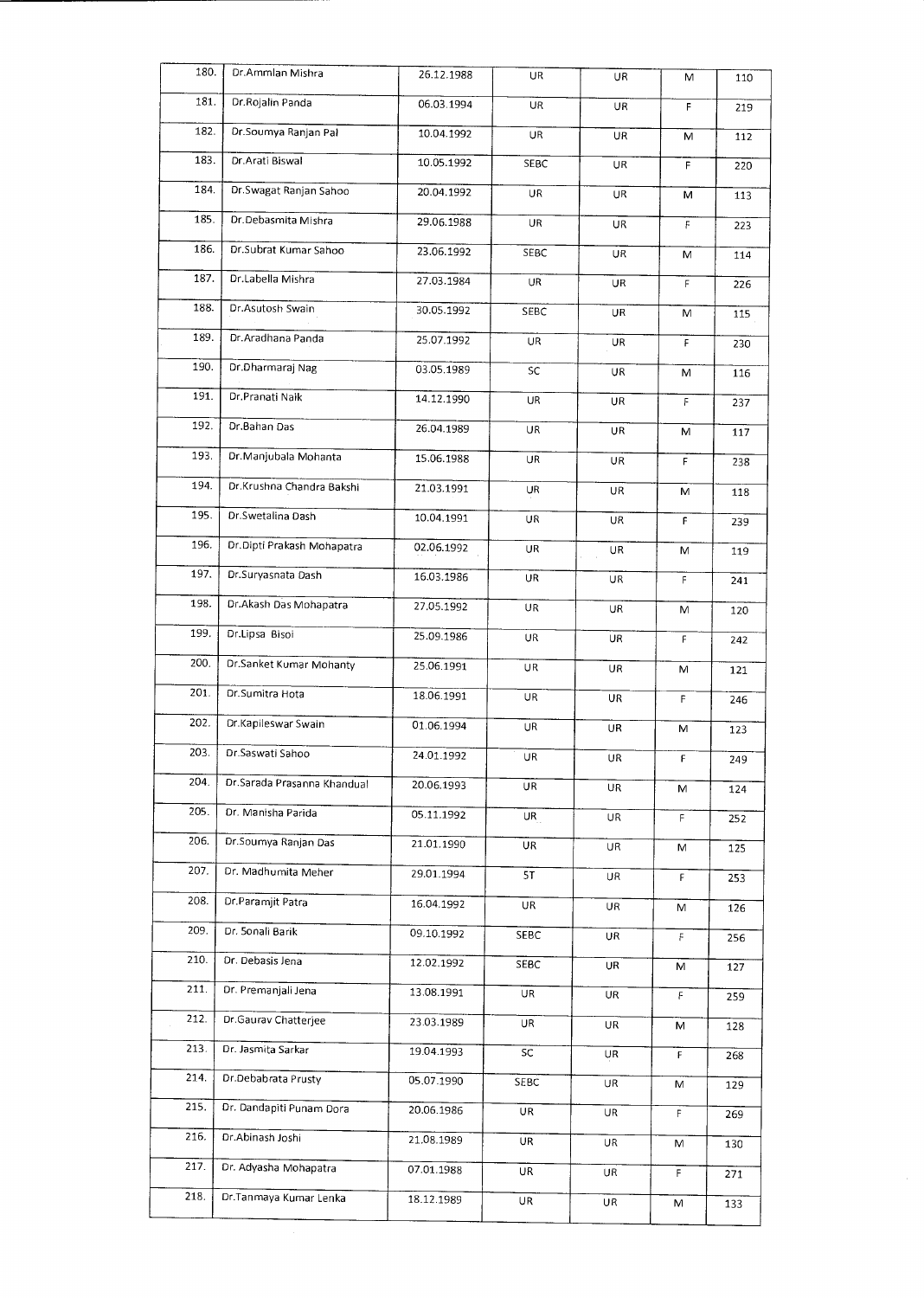| 180. | Dr.Ammlan Mishra | 26.12.1988 | UR | UR | M | 110 |
|---|---|---|---|---|---|---|
| 181. | Dr.Rojalin Panda | 06.03.1994 | UR | UR | F | 219 |
| 182. | Dr.Soumya Ranjan Pal | 10.04.1992 | UR | UR | M | 112 |
| 183. | Dr.Arati Biswal | 10.05.1992 | SEBC | UR | F | 220 |
| 184. | Dr.Swagat Ranjan Sahoo | 20.04.1992 | UR | UR | M | 113 |
| 185. | Dr.Debasmita Mishra | 29.06.1988 | UR | UR | F | 223 |
| 186. | Dr.Subrat Kumar Sahoo | 23.06.1992 | SEBC | UR | M | 114 |
| 187. | Dr.Labella Mishra | 27.03.1984 | UR | UR | F | 226 |
| 188. | Dr.Asutosh Swain | 30.05.1992 | SEBC | UR | M | 115 |
| 189. | Dr.Aradhana Panda | 25.07.1992 | UR | UR | F | 230 |
| 190. | Dr.Dharmaraj Nag | 03.05.1989 | SC | UR | M | 116 |
| 191. | Dr.Pranati Naik | 14.12.1990 | UR | UR | F | 237 |
| 192. | Dr.Bahan Das | 26.04.1989 | UR | UR | M | 117 |
| 193. | Dr.Manjubala Mohanta | 15.06.1988 | UR | UR | F | 238 |
| 194. | Dr.Krushna Chandra Bakshi | 21.03.1991 | UR | UR | M | 118 |
| 195. | Dr.Swetalina Dash | 10.04.1991 | UR | UR | F | 239 |
| 196. | Dr.Dipti Prakash Mohapatra | 02.06.1992 | UR | UR | M | 119 |
| 197. | Dr.Suryasnata Dash | 16.03.1986 | UR | UR | F | 241 |
| 198. | Dr.Akash Das Mohapatra | 27.05.1992 | UR | UR | M | 120 |
| 199. | Dr.Lipsa Bisoi | 25.09.1986 | UR | UR | F | 242 |
| 200. | Dr.Sanket Kumar Mohanty | 25.06.1991 | UR | UR | M | 121 |
| 201. | Dr.Sumitra Hota | 18.06.1991 | UR | UR | F | 246 |
| 202. | Dr.Kapileswar Swain | 01.06.1994 | UR | UR | M | 123 |
| 203. | Dr.Saswati Sahoo | 24.01.1992 | UR | UR | F | 249 |
| 204. | Dr.Sarada Prasanna Khandual | 20.06.1993 | UR | UR | M | 124 |
| 205. | Dr. Manisha Parida | 05.11.1992 | UR | UR | F | 252 |
| 206. | Dr.Soumya Ranjan Das | 21.01.1990 | UR | UR | M | 125 |
| 207. | Dr. Madhumita Meher | 29.01.1994 | ST | UR | F | 253 |
| 208. | Dr.Paramjit Patra | 16.04.1992 | UR | UR | M | 126 |
| 209. | Dr. Sonali Barik | 09.10.1992 | SEBC | UR | F | 256 |
| 210. | Dr. Debasis Jena | 12.02.1992 | SEBC | UR | M | 127 |
| 211. | Dr. Premanjali Jena | 13.08.1991 | UR | UR | F | 259 |
| 212. | Dr.Gaurav Chatterjee | 23.03.1989 | UR | UR | M | 128 |
| 213. | Dr. Jasmita Sarkar | 19.04.1993 | SC | UR | F | 268 |
| 214. | Dr.Debabrata Prusty | 05.07.1990 | SEBC | UR | M | 129 |
| 215. | Dr. Dandapiti Punam Dora | 20.06.1986 | UR | UR | F | 269 |
| 216. | Dr.Abinash Joshi | 21.08.1989 | UR | UR | M | 130 |
| 217. | Dr. Adyasha Mohapatra | 07.01.1988 | UR | UR | F | 271 |
| 218. | Dr.Tanmaya Kumar Lenka | 18.12.1989 | UR | UR | M | 133 |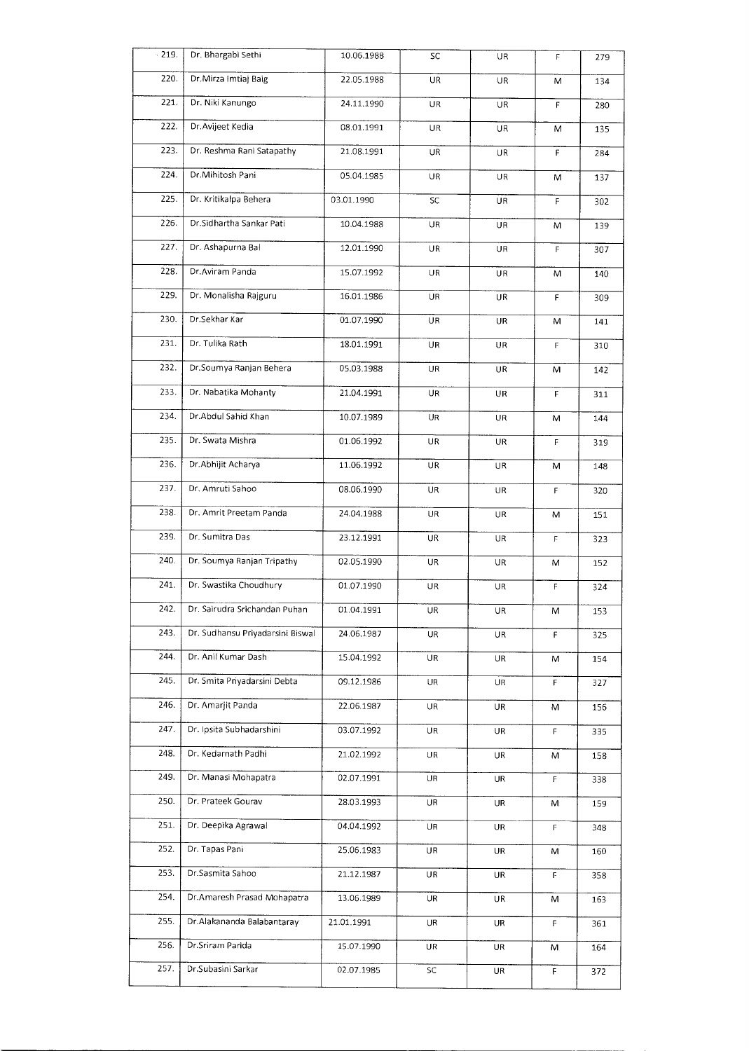| 219. | Dr. Bhargabi Sethi | 10.06.1988 | SC | UR | F | 279 |
|---|---|---|---|---|---|---|
| 220. | Dr.Mirza Imtiaj Baig | 22.05.1988 | UR | UR | M | 134 |
| 221. | Dr. Niki Kanungo | 24.11.1990 | UR | UR | F | 280 |
| 222. | Dr.Avijeet Kedia | 08.01.1991 | UR | UR | M | 135 |
| 223. | Dr. Reshma Rani Satapathy | 21.08.1991 | UR | UR | F | 284 |
| 224. | Dr.Mihitosh Pani | 05.04.1985 | UR | UR | M | 137 |
| 225. | Dr. Kritikalpa Behera | 03.01.1990 | SC | UR | F | 302 |
| 226. | Dr.Sidhartha Sankar Pati | 10.04.1988 | UR | UR | M | 139 |
| 227. | Dr. Ashapurna Bal | 12.01.1990 | UR | UR | F | 307 |
| 228. | Dr.Aviram Panda | 15.07.1992 | UR | UR | M | 140 |
| 229. | Dr. Monalisha Rajguru | 16.01.1986 | UR | UR | F | 309 |
| 230. | Dr.Sekhar Kar | 01.07.1990 | UR | UR | M | 141 |
| 231. | Dr. Tulika Rath | 18.01.1991 | UR | UR | F | 310 |
| 232. | Dr.Soumya Ranjan Behera | 05.03.1988 | UR | UR | M | 142 |
| 233. | Dr. Nabatika Mohanty | 21.04.1991 | UR | UR | F | 311 |
| 234. | Dr.Abdul Sahid Khan | 10.07.1989 | UR | UR | M | 144 |
| 235. | Dr. Swata Mishra | 01.06.1992 | UR | UR | F | 319 |
| 236. | Dr.Abhijit Acharya | 11.06.1992 | UR | UR | M | 148 |
| 237. | Dr. Amruti Sahoo | 08.06.1990 | UR | UR | F | 320 |
| 238. | Dr. Amrit Preetam Panda | 24.04.1988 | UR | UR | M | 151 |
| 239. | Dr. Sumitra Das | 23.12.1991 | UR | UR | F | 323 |
| 240. | Dr. Soumya Ranjan Tripathy | 02.05.1990 | UR | UR | M | 152 |
| 241. | Dr. Swastika Choudhury | 01.07.1990 | UR | UR | F | 324 |
| 242. | Dr. Sairudra Srichandan Puhan | 01.04.1991 | UR | UR | M | 153 |
| 243. | Dr. Sudhansu Priyadarsini Biswal | 24.06.1987 | UR | UR | F | 325 |
| 244. | Dr. Anil Kumar Dash | 15.04.1992 | UR | UR | M | 154 |
| 245. | Dr. Smita Priyadarsini Debta | 09.12.1986 | UR | UR | F | 327 |
| 246. | Dr. Amarjit Panda | 22.06.1987 | UR | UR | M | 156 |
| 247. | Dr. Ipsita Subhadarshini | 03.07.1992 | UR | UR | F | 335 |
| 248. | Dr. Kedarnath Padhi | 21.02.1992 | UR | UR | M | 158 |
| 249. | Dr. Manasi Mohapatra | 02.07.1991 | UR | UR | F | 338 |
| 250. | Dr. Prateek Gourav | 28.03.1993 | UR | UR | M | 159 |
| 251. | Dr. Deepika Agrawal | 04.04.1992 | UR | UR | F | 348 |
| 252. | Dr. Tapas Pani | 25.06.1983 | UR | UR | M | 160 |
| 253. | Dr.Sasmita Sahoo | 21.12.1987 | UR | UR | F | 358 |
| 254. | Dr.Amaresh Prasad Mohapatra | 13.06.1989 | UR | UR | M | 163 |
| 255. | Dr.Alakananda Balabantaray | 21.01.1991 | UR | UR | F | 361 |
| 256. | Dr.Sriram Parida | 15.07.1990 | UR | UR | M | 164 |
| 257. | Dr.Subasini Sarkar | 02.07.1985 | SC | UR | F | 372 |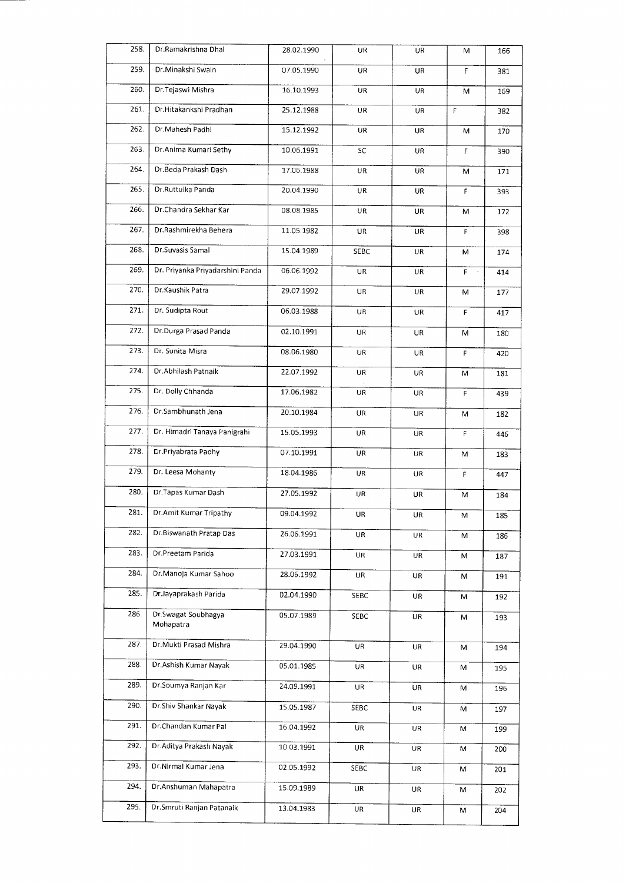| 258. | Dr.Ramakrishna Dhal | 28.02.1990 | UR | UR | M | 166 |
|---|---|---|---|---|---|---|
| 259. | Dr.Minakshi Swain | 07.05.1990 | UR | UR | F | 381 |
| 260. | Dr.Tejaswi Mishra | 16.10.1993 | UR | UR | M | 169 |
| 261. | Dr.Hitakankshi Pradhan | 25.12.1988 | UR | UR | F | 382 |
| 262. | Dr.Mahesh Padhi | 15.12.1992 | UR | UR | M | 170 |
| 263. | Dr.Anima Kumari Sethy | 10.06.1991 | SC | UR | F | 390 |
| 264. | Dr.Beda Prakash Dash | 17.06.1988 | UR | UR | M | 171 |
| 265. | Dr.Ruttuika Panda | 20.04.1990 | UR | UR | F | 393 |
| 266. | Dr.Chandra Sekhar Kar | 08.08.1985 | UR | UR | M | 172 |
| 267. | Dr.Rashmirekha Behera | 11.05.1982 | UR | UR | F | 398 |
| 268. | Dr.Suvasis Samal | 15.04.1989 | SEBC | UR | M | 174 |
| 269. | Dr. Priyanka Priyadarshini Panda | 06.06.1992 | UR | UR | F | 414 |
| 270. | Dr.Kaushik Patra | 29.07.1992 | UR | UR | M | 177 |
| 271. | Dr. Sudipta Rout | 06.03.1988 | UR | UR | F | 417 |
| 272. | Dr.Durga Prasad Panda | 02.10.1991 | UR | UR | M | 180 |
| 273. | Dr. Sunita Misra | 08.06.1980 | UR | UR | F | 420 |
| 274. | Dr.Abhilash Patnaik | 22.07.1992 | UR | UR | M | 181 |
| 275. | Dr. Dolly Chhanda | 17.06.1982 | UR | UR | F | 439 |
| 276. | Dr.Sambhunath Jena | 20.10.1984 | UR | UR | M | 182 |
| 277. | Dr. Himadri Tanaya Panigrahi | 15.05.1993 | UR | UR | F | 446 |
| 278. | Dr.Priyabrata Padhy | 07.10.1991 | UR | UR | M | 183 |
| 279. | Dr. Leesa Mohanty | 18.04.1986 | UR | UR | F | 447 |
| 280. | Dr.Tapas Kumar Dash | 27.05.1992 | UR | UR | M | 184 |
| 281. | Dr.Amit Kumar Tripathy | 09.04.1992 | UR | UR | M | 185 |
| 282. | Dr.Biswanath Pratap Das | 26.06.1991 | UR | UR | M | 186 |
| 283. | Dr.Preetam Parida | 27.03.1991 | UR | UR | M | 187 |
| 284. | Dr.Manoja Kumar Sahoo | 28.06.1992 | UR | UR | M | 191 |
| 285. | Dr.Jayaprakash Parida | 02.04.1990 | SEBC | UR | M | 192 |
| 286. | Dr.Swagat Soubhagya Mohapatra | 05.07.1989 | SEBC | UR | M | 193 |
| 287. | Dr.Mukti Prasad Mishra | 29.04.1990 | UR | UR | M | 194 |
| 288. | Dr.Ashish Kumar Nayak | 05.01.1985 | UR | UR | M | 195 |
| 289. | Dr.Soumya Ranjan Kar | 24.09.1991 | UR | UR | M | 196 |
| 290. | Dr.Shiv Shankar Nayak | 15.05.1987 | SEBC | UR | M | 197 |
| 291. | Dr.Chandan Kumar Pal | 16.04.1992 | UR | UR | M | 199 |
| 292. | Dr.Aditya Prakash Nayak | 10.03.1991 | UR | UR | M | 200 |
| 293. | Dr.Nirmal Kumar Jena | 02.05.1992 | SEBC | UR | M | 201 |
| 294. | Dr.Anshuman Mahapatra | 15.09.1989 | UR | UR | M | 202 |
| 295. | Dr.Smruti Ranjan Patanaik | 13.04.1983 | UR | UR | M | 204 |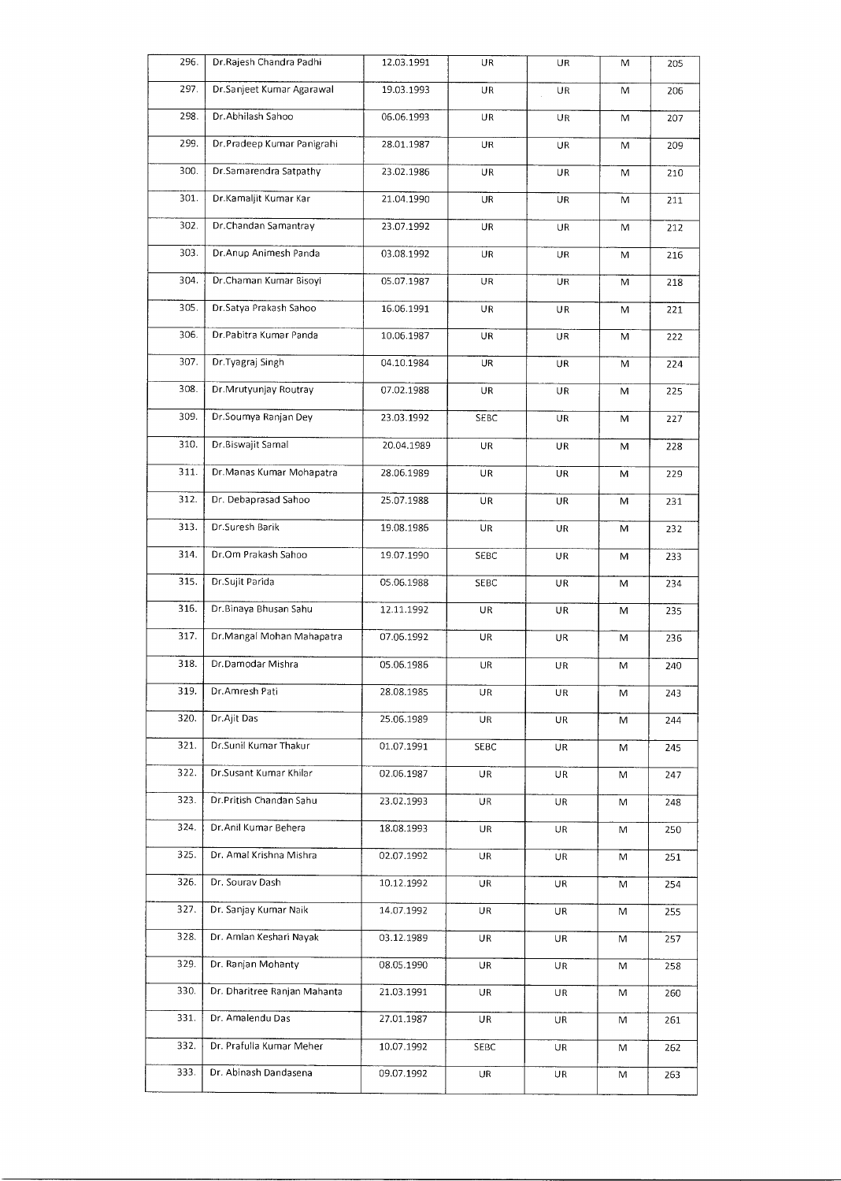| 296. | Dr.Rajesh Chandra Padhi | 12.03.1991 | UR | UR | M | 205 |
|---|---|---|---|---|---|---|
| 297. | Dr.Sanjeet Kumar Agarawal | 19.03.1993 | UR | UR | M | 206 |
| 298. | Dr.Abhilash Sahoo | 06.06.1993 | UR | UR | M | 207 |
| 299. | Dr.Pradeep Kumar Panigrahi | 28.01.1987 | UR | UR | M | 209 |
| 300. | Dr.Samarendra Satpathy | 23.02.1986 | UR | UR | M | 210 |
| 301. | Dr.Kamaljit Kumar Kar | 21.04.1990 | UR | UR | M | 211 |
| 302. | Dr.Chandan Samantray | 23.07.1992 | UR | UR | M | 212 |
| 303. | Dr.Anup Animesh Panda | 03.08.1992 | UR | UR | M | 216 |
| 304. | Dr.Chaman Kumar Bisoyi | 05.07.1987 | UR | UR | M | 218 |
| 305. | Dr.Satya Prakash Sahoo | 16.06.1991 | UR | UR | M | 221 |
| 306. | Dr.Pabitra Kumar Panda | 10.06.1987 | UR | UR | M | 222 |
| 307. | Dr.Tyagraj Singh | 04.10.1984 | UR | UR | M | 224 |
| 308. | Dr.Mrutyunjay Routray | 07.02.1988 | UR | UR | M | 225 |
| 309. | Dr.Soumya Ranjan Dey | 23.03.1992 | SEBC | UR | M | 227 |
| 310. | Dr.Biswajit Samal | 20.04.1989 | UR | UR | M | 228 |
| 311. | Dr.Manas Kumar Mohapatra | 28.06.1989 | UR | UR | M | 229 |
| 312. | Dr. Debaprasad Sahoo | 25.07.1988 | UR | UR | M | 231 |
| 313. | Dr.Suresh Barik | 19.08.1986 | UR | UR | M | 232 |
| 314. | Dr.Om Prakash Sahoo | 19.07.1990 | SEBC | UR | M | 233 |
| 315. | Dr.Sujit Parida | 05.06.1988 | SEBC | UR | M | 234 |
| 316. | Dr.Binaya Bhusan Sahu | 12.11.1992 | UR | UR | M | 235 |
| 317. | Dr.Mangal Mohan Mahapatra | 07.06.1992 | UR | UR | M | 236 |
| 318. | Dr.Damodar Mishra | 05.06.1986 | UR | UR | M | 240 |
| 319. | Dr.Amresh Pati | 28.08.1985 | UR | UR | M | 243 |
| 320. | Dr.Ajit Das | 25.06.1989 | UR | UR | M | 244 |
| 321. | Dr.Sunil Kumar Thakur | 01.07.1991 | SEBC | UR | M | 245 |
| 322. | Dr.Susant Kumar Khilar | 02.06.1987 | UR | UR | M | 247 |
| 323. | Dr.Pritish Chandan Sahu | 23.02.1993 | UR | UR | M | 248 |
| 324. | Dr.Anil Kumar Behera | 18.08.1993 | UR | UR | M | 250 |
| 325. | Dr. Amal Krishna Mishra | 02.07.1992 | UR | UR | M | 251 |
| 326. | Dr. Sourav Dash | 10.12.1992 | UR | UR | M | 254 |
| 327. | Dr. Sanjay Kumar Naik | 14.07.1992 | UR | UR | M | 255 |
| 328. | Dr. Amlan Keshari Nayak | 03.12.1989 | UR | UR | M | 257 |
| 329. | Dr. Ranjan Mohanty | 08.05.1990 | UR | UR | M | 258 |
| 330. | Dr. Dharitree Ranjan Mahanta | 21.03.1991 | UR | UR | M | 260 |
| 331. | Dr. Amalendu Das | 27.01.1987 | UR | UR | M | 261 |
| 332. | Dr. Prafulla Kumar Meher | 10.07.1992 | SEBC | UR | M | 262 |
| 333. | Dr. Abinash Dandasena | 09.07.1992 | UR | UR | M | 263 |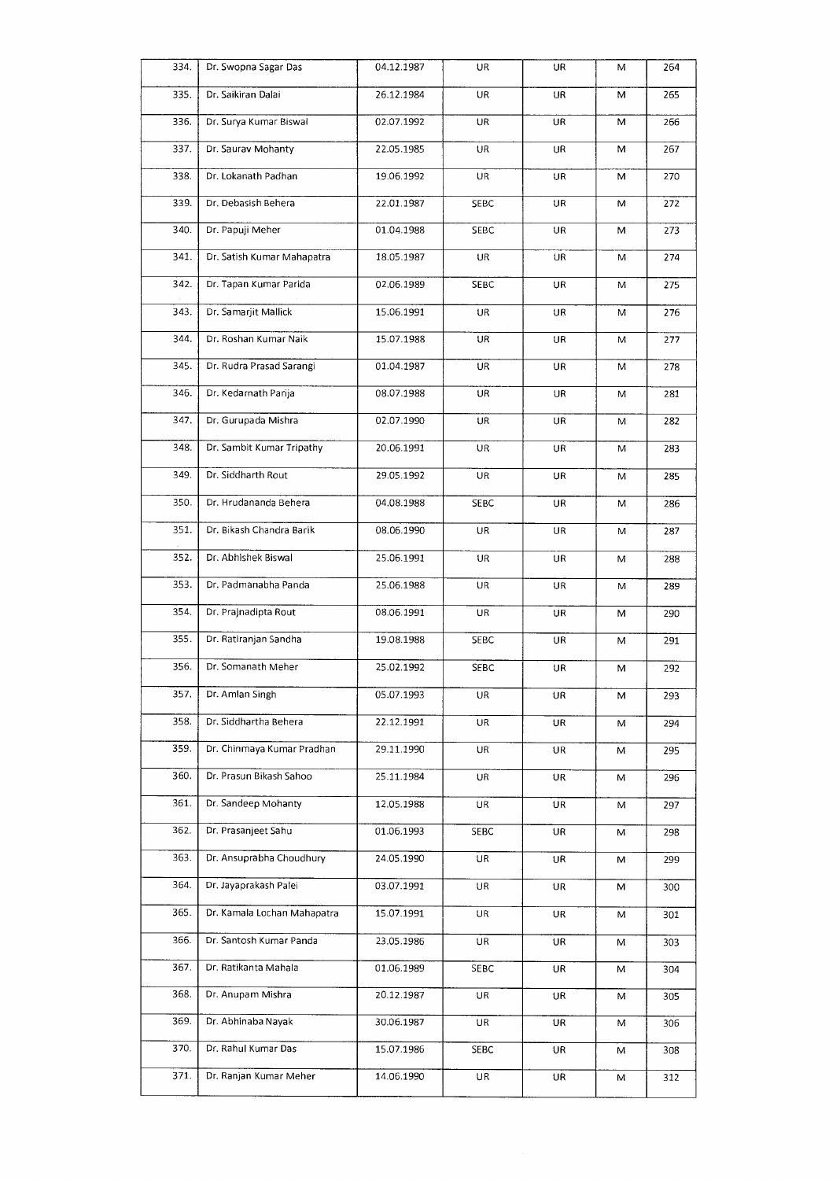| 334. | Dr. Swopna Sagar Das | 04.12.1987 | UR | UR | M | 264 |
|---|---|---|---|---|---|---|
| 335. | Dr. Saikiran Dalai | 26.12.1984 | UR | UR | M | 265 |
| 336. | Dr. Surya Kumar Biswal | 02.07.1992 | UR | UR | M | 266 |
| 337. | Dr. Saurav Mohanty | 22.05.1985 | UR | UR | M | 267 |
| 338. | Dr. Lokanath Padhan | 19.06.1992 | UR | UR | M | 270 |
| 339. | Dr. Debasish Behera | 22.01.1987 | SEBC | UR | M | 272 |
| 340. | Dr. Papuji Meher | 01.04.1988 | SEBC | UR | M | 273 |
| 341. | Dr. Satish Kumar Mahapatra | 18.05.1987 | UR | UR | M | 274 |
| 342. | Dr. Tapan Kumar Parida | 02.06.1989 | SEBC | UR | M | 275 |
| 343. | Dr. Samarjit Mallick | 15.06.1991 | UR | UR | M | 276 |
| 344. | Dr. Roshan Kumar Naik | 15.07.1988 | UR | UR | M | 277 |
| 345. | Dr. Rudra Prasad Sarangi | 01.04.1987 | UR | UR | M | 278 |
| 346. | Dr. Kedarnath Parija | 08.07.1988 | UR | UR | M | 281 |
| 347. | Dr. Gurupada Mishra | 02.07.1990 | UR | UR | M | 282 |
| 348. | Dr. Sambit Kumar Tripathy | 20.06.1991 | UR | UR | M | 283 |
| 349. | Dr. Siddharth Rout | 29.05.1992 | UR | UR | M | 285 |
| 350. | Dr. Hrudananda Behera | 04.08.1988 | SEBC | UR | M | 286 |
| 351. | Dr. Bikash Chandra Barik | 08.06.1990 | UR | UR | M | 287 |
| 352. | Dr. Abhishek Biswal | 25.06.1991 | UR | UR | M | 288 |
| 353. | Dr. Padmanabha Panda | 25.06.1988 | UR | UR | M | 289 |
| 354. | Dr. Prajnadipta Rout | 08.06.1991 | UR | UR | M | 290 |
| 355. | Dr. Ratiranjan Sandha | 19.08.1988 | SEBC | UR | M | 291 |
| 356. | Dr. Somanath Meher | 25.02.1992 | SEBC | UR | M | 292 |
| 357. | Dr. Amlan Singh | 05.07.1993 | UR | UR | M | 293 |
| 358. | Dr. Siddhartha Behera | 22.12.1991 | UR | UR | M | 294 |
| 359. | Dr. Chinmaya Kumar Pradhan | 29.11.1990 | UR | UR | M | 295 |
| 360. | Dr. Prasun Bikash Sahoo | 25.11.1984 | UR | UR | M | 296 |
| 361. | Dr. Sandeep Mohanty | 12.05.1988 | UR | UR | M | 297 |
| 362. | Dr. Prasanjeet Sahu | 01.06.1993 | SEBC | UR | M | 298 |
| 363. | Dr. Ansuprabha Choudhury | 24.05.1990 | UR | UR | M | 299 |
| 364. | Dr. Jayaprakash Palei | 03.07.1991 | UR | UR | M | 300 |
| 365. | Dr. Kamala Lochan Mahapatra | 15.07.1991 | UR | UR | M | 301 |
| 366. | Dr. Santosh Kumar Panda | 23.05.1986 | UR | UR | M | 303 |
| 367. | Dr. Ratikanta Mahala | 01.06.1989 | SEBC | UR | M | 304 |
| 368. | Dr. Anupam Mishra | 20.12.1987 | UR | UR | M | 305 |
| 369. | Dr. Abhinaba Nayak | 30.06.1987 | UR | UR | M | 306 |
| 370. | Dr. Rahul Kumar Das | 15.07.1986 | SEBC | UR | M | 308 |
| 371. | Dr. Ranjan Kumar Meher | 14.06.1990 | UR | UR | M | 312 |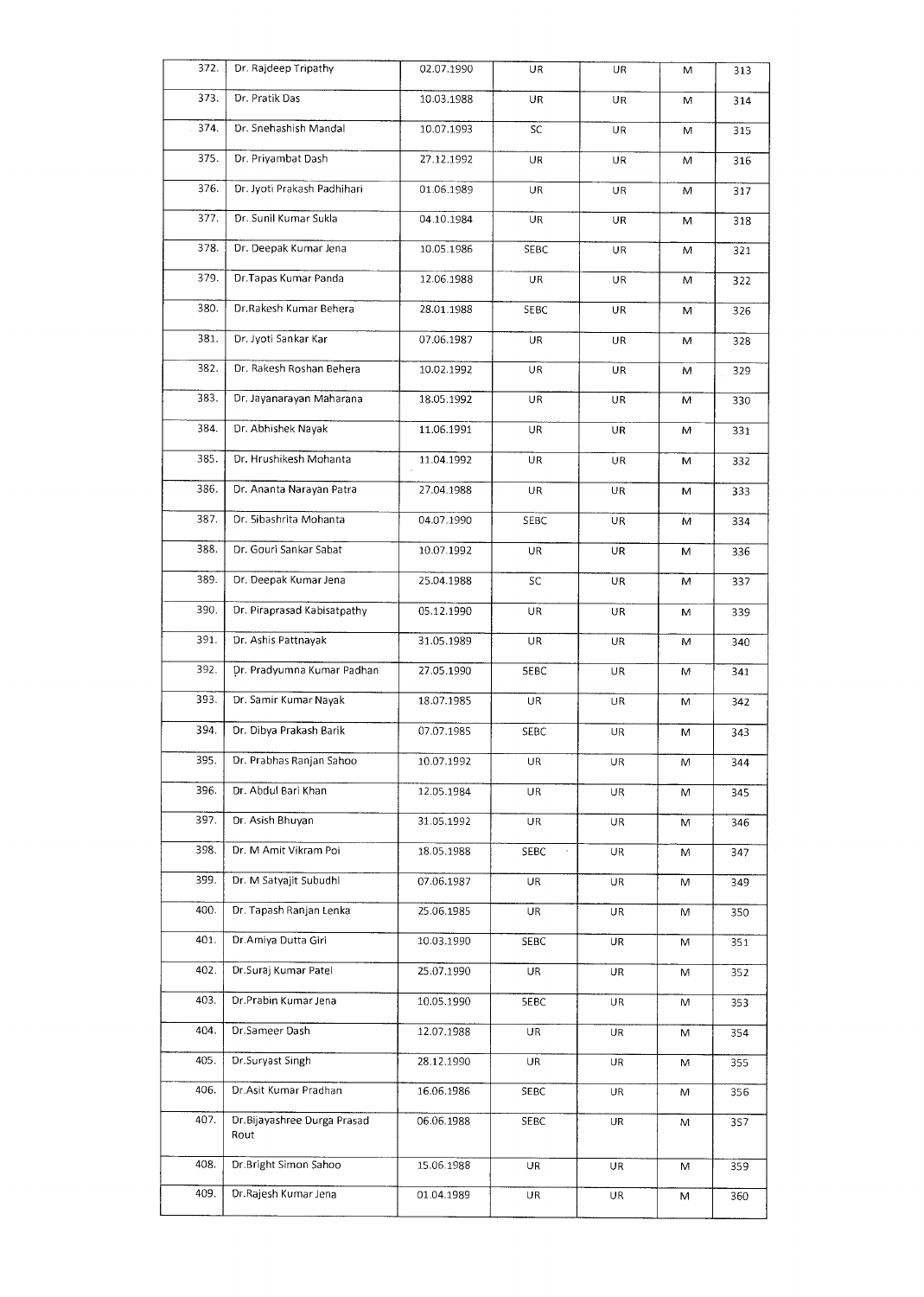| | | | | | | |
|---|---|---|---|---|---|---|
| 372. | Dr. Rajdeep Tripathy | 02.07.1990 | UR | UR | M | 313 |
| 373. | Dr. Pratik Das | 10.03.1988 | UR | UR | M | 314 |
| 374. | Dr. Snehashish Mandal | 10.07.1993 | SC | UR | M | 315 |
| 375. | Dr. Priyambat Dash | 27.12.1992 | UR | UR | M | 316 |
| 376. | Dr. Jyoti Prakash Padhihari | 01.06.1989 | UR | UR | M | 317 |
| 377. | Dr. Sunil Kumar Sukla | 04.10.1984 | UR | UR | M | 318 |
| 378. | Dr. Deepak Kumar Jena | 10.05.1986 | SEBC | UR | M | 321 |
| 379. | Dr.Tapas Kumar Panda | 12.06.1988 | UR | UR | M | 322 |
| 380. | Dr.Rakesh Kumar Behera | 28.01.1988 | SEBC | UR | M | 326 |
| 381. | Dr. Jyoti Sankar Kar | 07.06.1987 | UR | UR | M | 328 |
| 382. | Dr. Rakesh Roshan Behera | 10.02.1992 | UR | UR | M | 329 |
| 383. | Dr. Jayanarayan Maharana | 18.05.1992 | UR | UR | M | 330 |
| 384. | Dr. Abhishek Nayak | 11.06.1991 | UR | UR | M | 331 |
| 385. | Dr. Hrushikesh Mohanta | 11.04.1992 | UR | UR | M | 332 |
| 386. | Dr. Ananta Narayan Patra | 27.04.1988 | UR | UR | M | 333 |
| 387. | Dr. Sibashrita Mohanta | 04.07.1990 | SEBC | UR | M | 334 |
| 388. | Dr. Gouri Sankar Sabat | 10.07.1992 | UR | UR | M | 336 |
| 389. | Dr. Deepak Kumar Jena | 25.04.1988 | SC | UR | M | 337 |
| 390. | Dr. Piraprasad Kabisatpathy | 05.12.1990 | UR | UR | M | 339 |
| 391. | Dr. Ashis Pattnayak | 31.05.1989 | UR | UR | M | 340 |
| 392. | Dr. Pradyumna Kumar Padhan | 27.05.1990 | SEBC | UR | M | 341 |
| 393. | Dr. Samir Kumar Nayak | 18.07.1985 | UR | UR | M | 342 |
| 394. | Dr. Dibya Prakash Barik | 07.07.1985 | SEBC | UR | M | 343 |
| 395. | Dr. Prabhas Ranjan Sahoo | 10.07.1992 | UR | UR | M | 344 |
| 396. | Dr. Abdul Bari Khan | 12.05.1984 | UR | UR | M | 345 |
| 397. | Dr. Asish Bhuyan | 31.05.1992 | UR | UR | M | 346 |
| 398. | Dr. M Amit Vikram Poi | 18.05.1988 | SEBC | UR | M | 347 |
| 399. | Dr. M Satyajit Subudhi | 07.06.1987 | UR | UR | M | 349 |
| 400. | Dr. Tapash Ranjan Lenka | 25.06.1985 | UR | UR | M | 350 |
| 401. | Dr.Amiya Dutta Giri | 10.03.1990 | SEBC | UR | M | 351 |
| 402. | Dr.Suraj Kumar Patel | 25.07.1990 | UR | UR | M | 352 |
| 403. | Dr.Prabin Kumar Jena | 10.05.1990 | SEBC | UR | M | 353 |
| 404. | Dr.Sameer Dash | 12.07.1988 | UR | UR | M | 354 |
| 405. | Dr.Suryast Singh | 28.12.1990 | UR | UR | M | 355 |
| 406. | Dr.Asit Kumar Pradhan | 16.06.1986 | SEBC | UR | M | 356 |
| 407. | Dr.Bijayashree Durga Prasad Rout | 06.06.1988 | SEBC | UR | M | 357 |
| 408. | Dr.Bright Simon Sahoo | 15.06.1988 | UR | UR | M | 359 |
| 409. | Dr.Rajesh Kumar Jena | 01.04.1989 | UR | UR | M | 360 |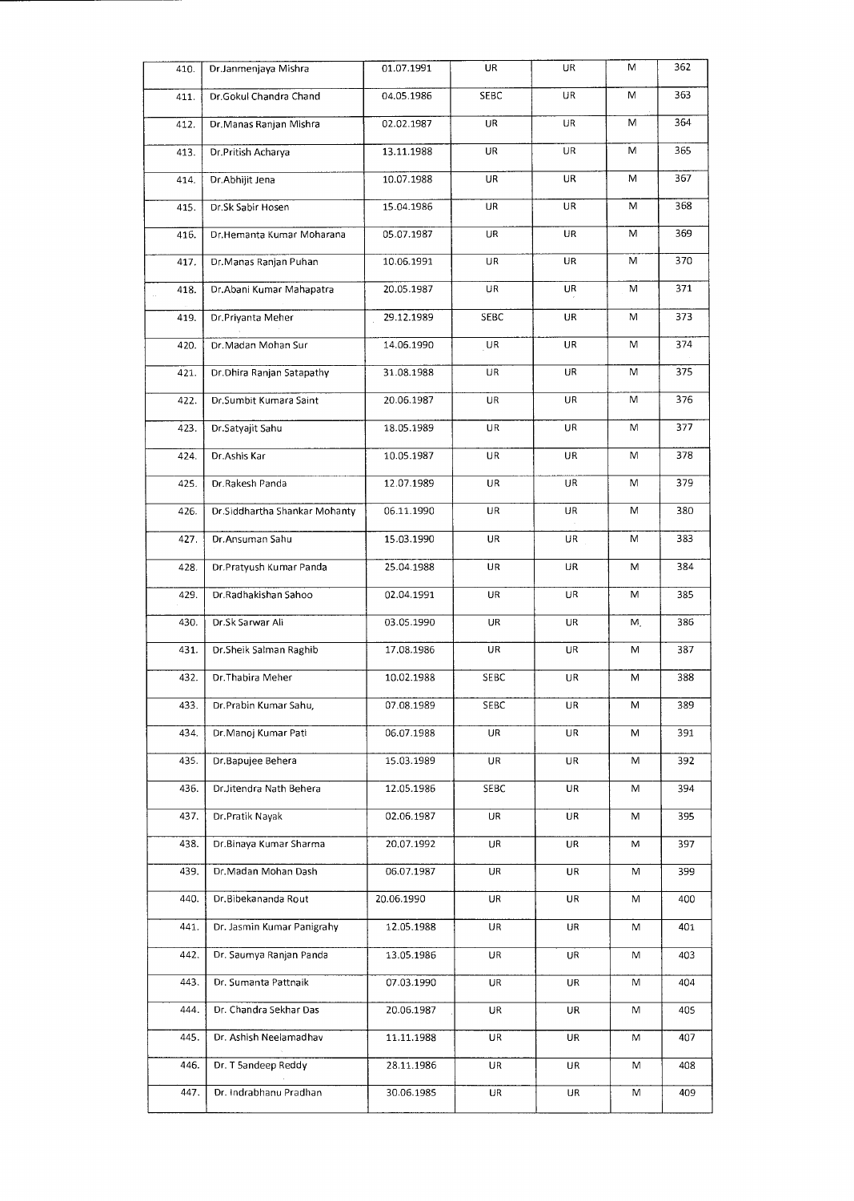| 410. | Dr.Janmenjaya Mishra | 01.07.1991 | UR | UR | M | 362 |
|---|---|---|---|---|---|---|
| 411. | Dr.Gokul Chandra Chand | 04.05.1986 | SEBC | UR | M | 363 |
| 412. | Dr.Manas Ranjan Mishra | 02.02.1987 | UR | UR | M | 364 |
| 413. | Dr.Pritish Acharya | 13.11.1988 | UR | UR | M | 365 |
| 414. | Dr.Abhijit Jena | 10.07.1988 | UR | UR | M | 367 |
| 415. | Dr.Sk Sabir Hosen | 15.04.1986 | UR | UR | M | 368 |
| 416. | Dr.Hemanta Kumar Moharana | 05.07.1987 | UR | UR | M | 369 |
| 417. | Dr.Manas Ranjan Puhan | 10.06.1991 | UR | UR | M | 370 |
| 418. | Dr.Abani Kumar Mahapatra | 20.05.1987 | UR | UR | M | 371 |
| 419. | Dr.Priyanta Meher | 29.12.1989 | SEBC | UR | M | 373 |
| 420. | Dr.Madan Mohan Sur | 14.06.1990 | UR | UR | M | 374 |
| 421. | Dr.Dhira Ranjan Satapathy | 31.08.1988 | UR | UR | M | 375 |
| 422. | Dr.Sumbit Kumara Saint | 20.06.1987 | UR | UR | M | 376 |
| 423. | Dr.Satyajit Sahu | 18.05.1989 | UR | UR | M | 377 |
| 424. | Dr.Ashis Kar | 10.05.1987 | UR | UR | M | 378 |
| 425. | Dr.Rakesh Panda | 12.07.1989 | UR | UR | M | 379 |
| 426. | Dr.Siddhartha Shankar Mohanty | 06.11.1990 | UR | UR | M | 380 |
| 427. | Dr.Ansuman Sahu | 15.03.1990 | UR | UR | M | 383 |
| 428. | Dr.Pratyush Kumar Panda | 25.04.1988 | UR | UR | M | 384 |
| 429. | Dr.Radhakishan Sahoo | 02.04.1991 | UR | UR | M | 385 |
| 430. | Dr.Sk Sarwar Ali | 03.05.1990 | UR | UR | M | 386 |
| 431. | Dr.Sheik Salman Raghib | 17.08.1986 | UR | UR | M | 387 |
| 432. | Dr.Thabira Meher | 10.02.1988 | SEBC | UR | M | 388 |
| 433. | Dr.Prabin Kumar Sahu, | 07.08.1989 | SEBC | UR | M | 389 |
| 434. | Dr.Manoj Kumar Pati | 06.07.1988 | UR | UR | M | 391 |
| 435. | Dr.Bapujee Behera | 15.03.1989 | UR | UR | M | 392 |
| 436. | Dr.Jitendra Nath Behera | 12.05.1986 | SEBC | UR | M | 394 |
| 437. | Dr.Pratik Nayak | 02.06.1987 | UR | UR | M | 395 |
| 438. | Dr.Binaya Kumar Sharma | 20.07.1992 | UR | UR | M | 397 |
| 439. | Dr.Madan Mohan Dash | 06.07.1987 | UR | UR | M | 399 |
| 440. | Dr.Bibekananda Rout | 20.06.1990 | UR | UR | M | 400 |
| 441. | Dr. Jasmin Kumar Panigrahy | 12.05.1988 | UR | UR | M | 401 |
| 442. | Dr. Saumya Ranjan Panda | 13.05.1986 | UR | UR | M | 403 |
| 443. | Dr. Sumanta Pattnaik | 07.03.1990 | UR | UR | M | 404 |
| 444. | Dr. Chandra Sekhar Das | 20.06.1987 | UR | UR | M | 405 |
| 445. | Dr. Ashish Neelamadhav | 11.11.1988 | UR | UR | M | 407 |
| 446. | Dr. T Sandeep Reddy | 28.11.1986 | UR | UR | M | 408 |
| 447. | Dr. Indrabhanu Pradhan | 30.06.1985 | UR | UR | M | 409 |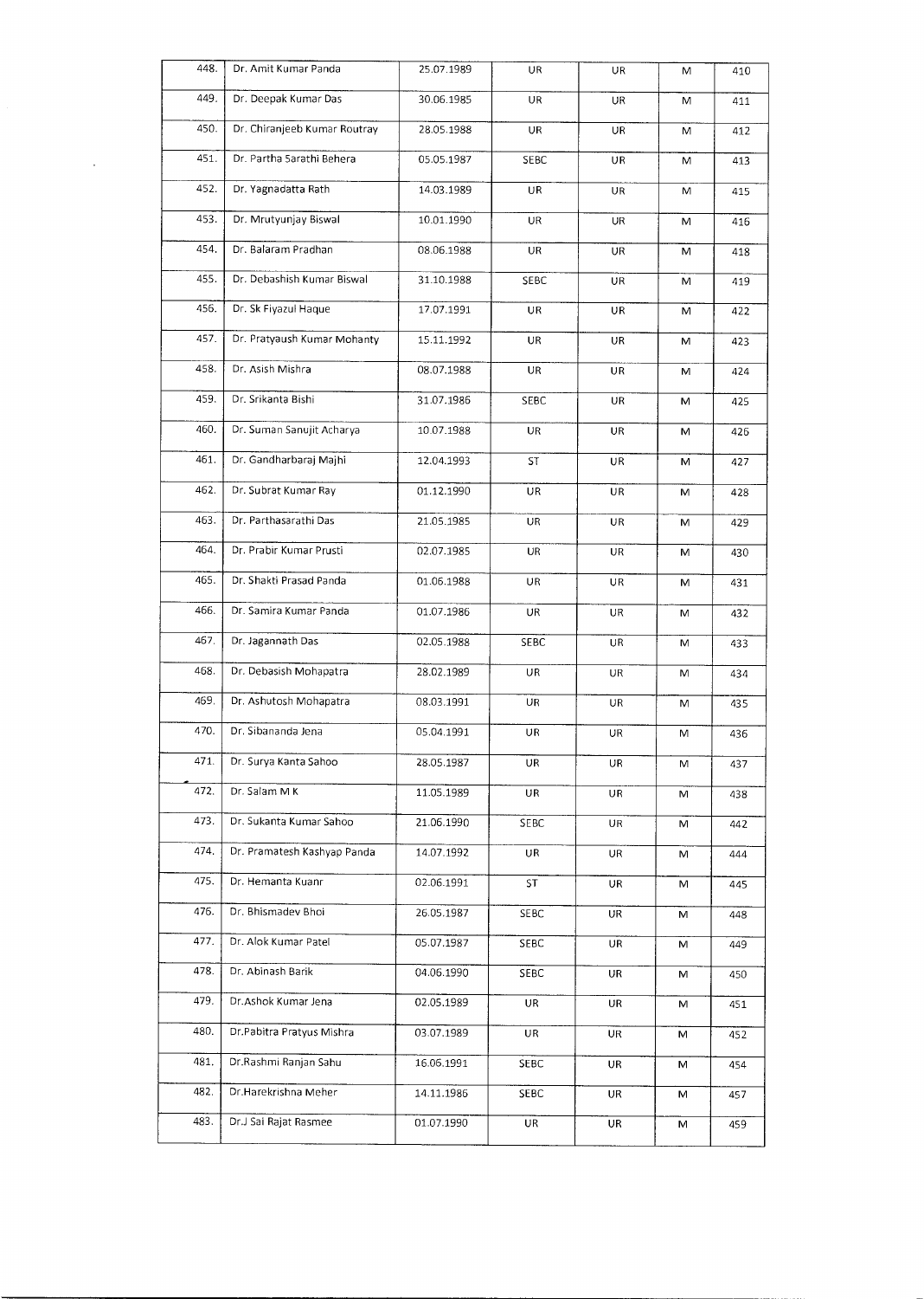| | | | | | | |
|---|---|---|---|---|---|---|
| 448. | Dr. Amit Kumar Panda | 25.07.1989 | UR | UR | M | 410 |
| 449. | Dr. Deepak Kumar Das | 30.06.1985 | UR | UR | M | 411 |
| 450. | Dr. Chiranjeeb Kumar Routray | 28.05.1988 | UR | UR | M | 412 |
| 451. | Dr. Partha Sarathi Behera | 05.05.1987 | SEBC | UR | M | 413 |
| 452. | Dr. Yagnadatta Rath | 14.03.1989 | UR | UR | M | 415 |
| 453. | Dr. Mrutyunjay Biswal | 10.01.1990 | UR | UR | M | 416 |
| 454. | Dr. Balaram Pradhan | 08.06.1988 | UR | UR | M | 418 |
| 455. | Dr. Debashish Kumar Biswal | 31.10.1988 | SEBC | UR | M | 419 |
| 456. | Dr. Sk Fiyazul Haque | 17.07.1991 | UR | UR | M | 422 |
| 457. | Dr. Pratyaush Kumar Mohanty | 15.11.1992 | UR | UR | M | 423 |
| 458. | Dr. Asish Mishra | 08.07.1988 | UR | UR | M | 424 |
| 459. | Dr. Srikanta Bishi | 31.07.1986 | SEBC | UR | M | 425 |
| 460. | Dr. Suman Sanujit Acharya | 10.07.1988 | UR | UR | M | 426 |
| 461. | Dr. Gandharbaraj Majhi | 12.04.1993 | ST | UR | M | 427 |
| 462. | Dr. Subrat Kumar Ray | 01.12.1990 | UR | UR | M | 428 |
| 463. | Dr. Parthasarathi Das | 21.05.1985 | UR | UR | M | 429 |
| 464. | Dr. Prabir Kumar Prusti | 02.07.1985 | UR | UR | M | 430 |
| 465. | Dr. Shakti Prasad Panda | 01.06.1988 | UR | UR | M | 431 |
| 466. | Dr. Samira Kumar Panda | 01.07.1986 | UR | UR | M | 432 |
| 467. | Dr. Jagannath Das | 02.05.1988 | SEBC | UR | M | 433 |
| 468. | Dr. Debasish Mohapatra | 28.02.1989 | UR | UR | M | 434 |
| 469. | Dr. Ashutosh Mohapatra | 08.03.1991 | UR | UR | M | 435 |
| 470. | Dr. Sibananda Jena | 05.04.1991 | UR | UR | M | 436 |
| 471. | Dr. Surya Kanta Sahoo | 28.05.1987 | UR | UR | M | 437 |
| 472. | Dr. Salam M K | 11.05.1989 | UR | UR | M | 438 |
| 473. | Dr. Sukanta Kumar Sahoo | 21.06.1990 | SEBC | UR | M | 442 |
| 474. | Dr. Pramatesh Kashyap Panda | 14.07.1992 | UR | UR | M | 444 |
| 475. | Dr. Hemanta Kuanr | 02.06.1991 | ST | UR | M | 445 |
| 476. | Dr. Bhismadev Bhoi | 26.05.1987 | SEBC | UR | M | 448 |
| 477. | Dr. Alok Kumar Patel | 05.07.1987 | SEBC | UR | M | 449 |
| 478. | Dr. Abinash Barik | 04.06.1990 | SEBC | UR | M | 450 |
| 479. | Dr.Ashok Kumar Jena | 02.05.1989 | UR | UR | M | 451 |
| 480. | Dr.Pabitra Pratyus Mishra | 03.07.1989 | UR | UR | M | 452 |
| 481. | Dr.Rashmi Ranjan Sahu | 16.06.1991 | SEBC | UR | M | 454 |
| 482. | Dr.Harekrishna Meher | 14.11.1986 | SEBC | UR | M | 457 |
| 483. | Dr.J Sai Rajat Rasmee | 01.07.1990 | UR | UR | M | 459 |